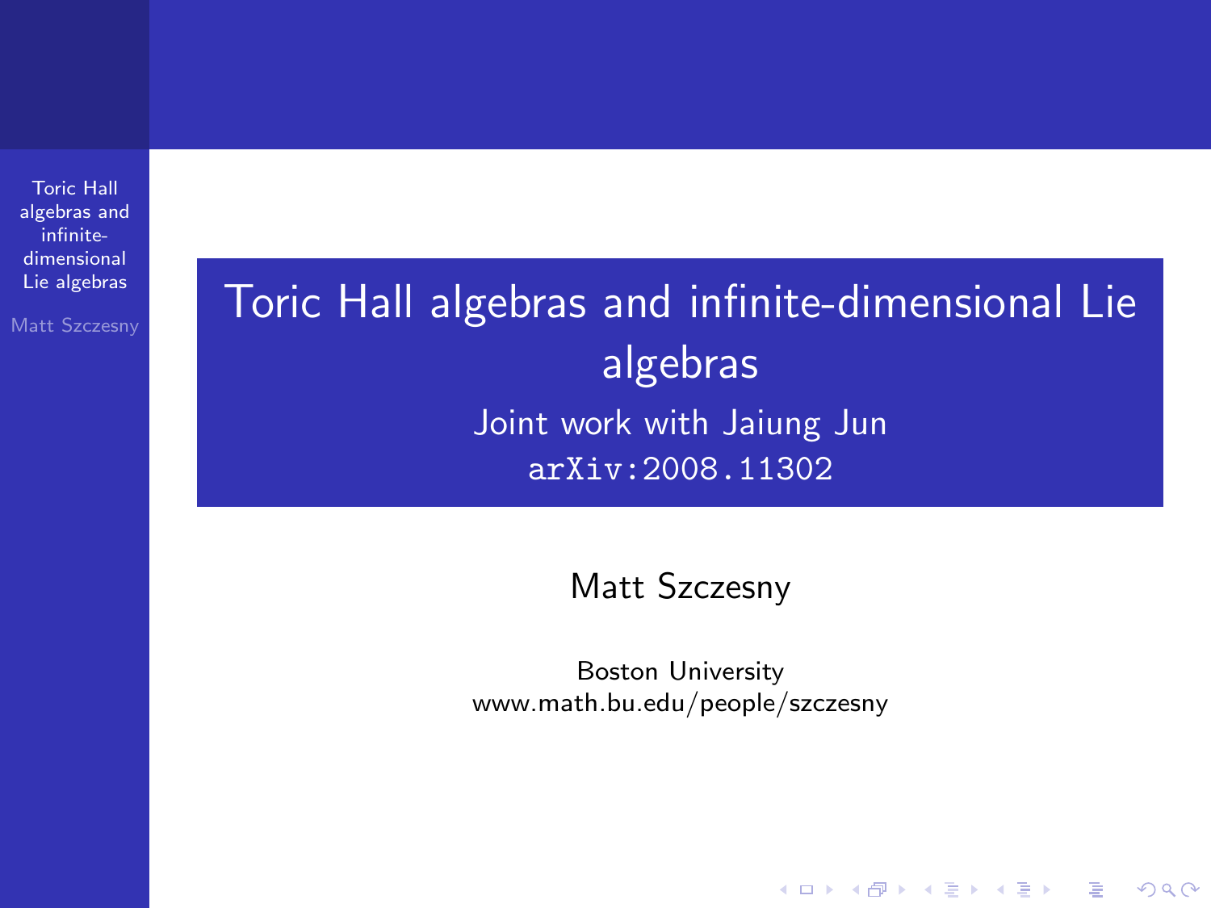# Toric Hall algebras and infinite-dimensional Lie algebras

Joint work with Jaiung Jun

arXiv:2008.11302

Matt Szczesny

Boston University

www.math.bu.edu/people/szczesny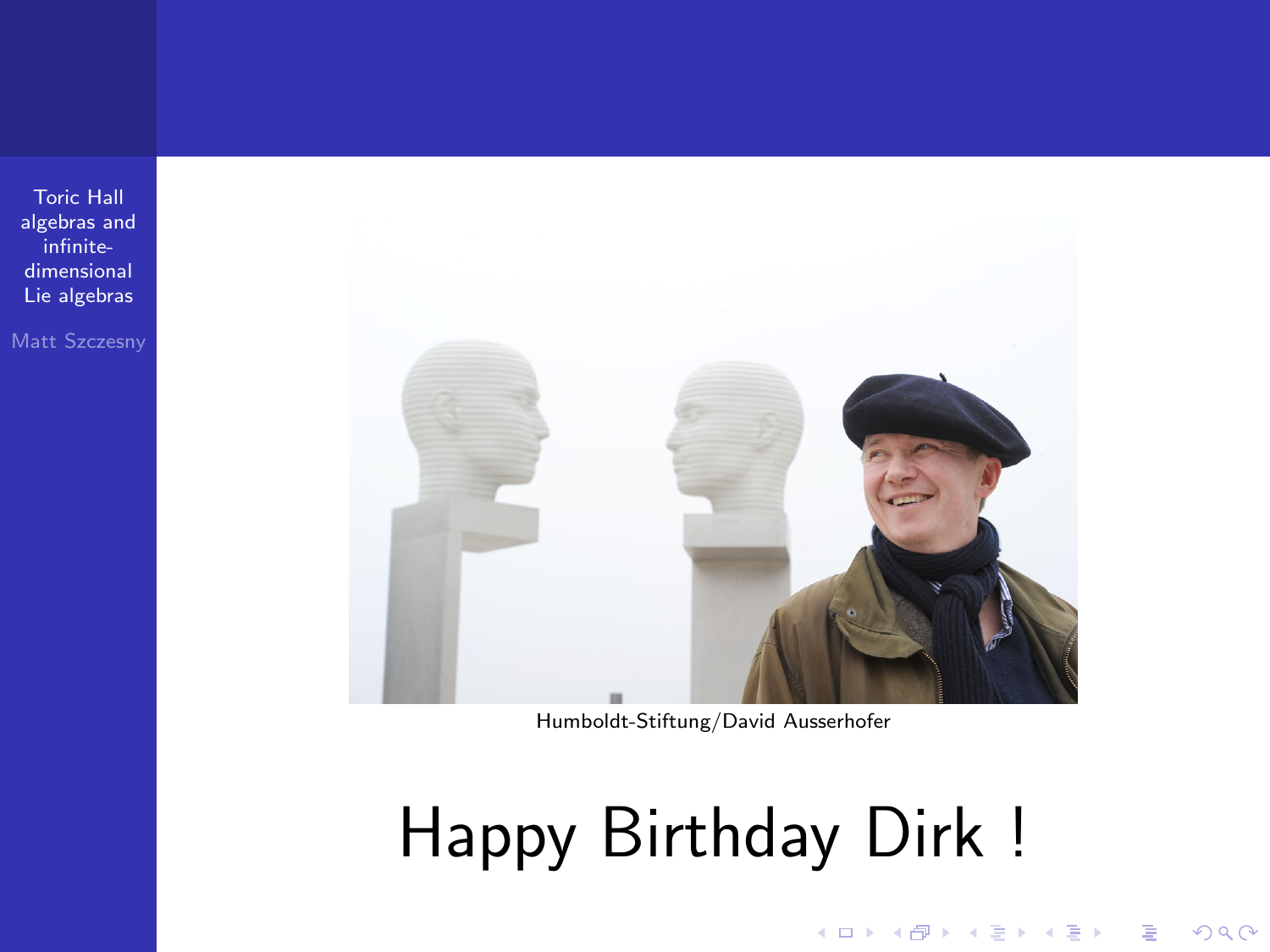Humboldt-Stiftung/David Ausserhofer

# Happy Birthday Dirk !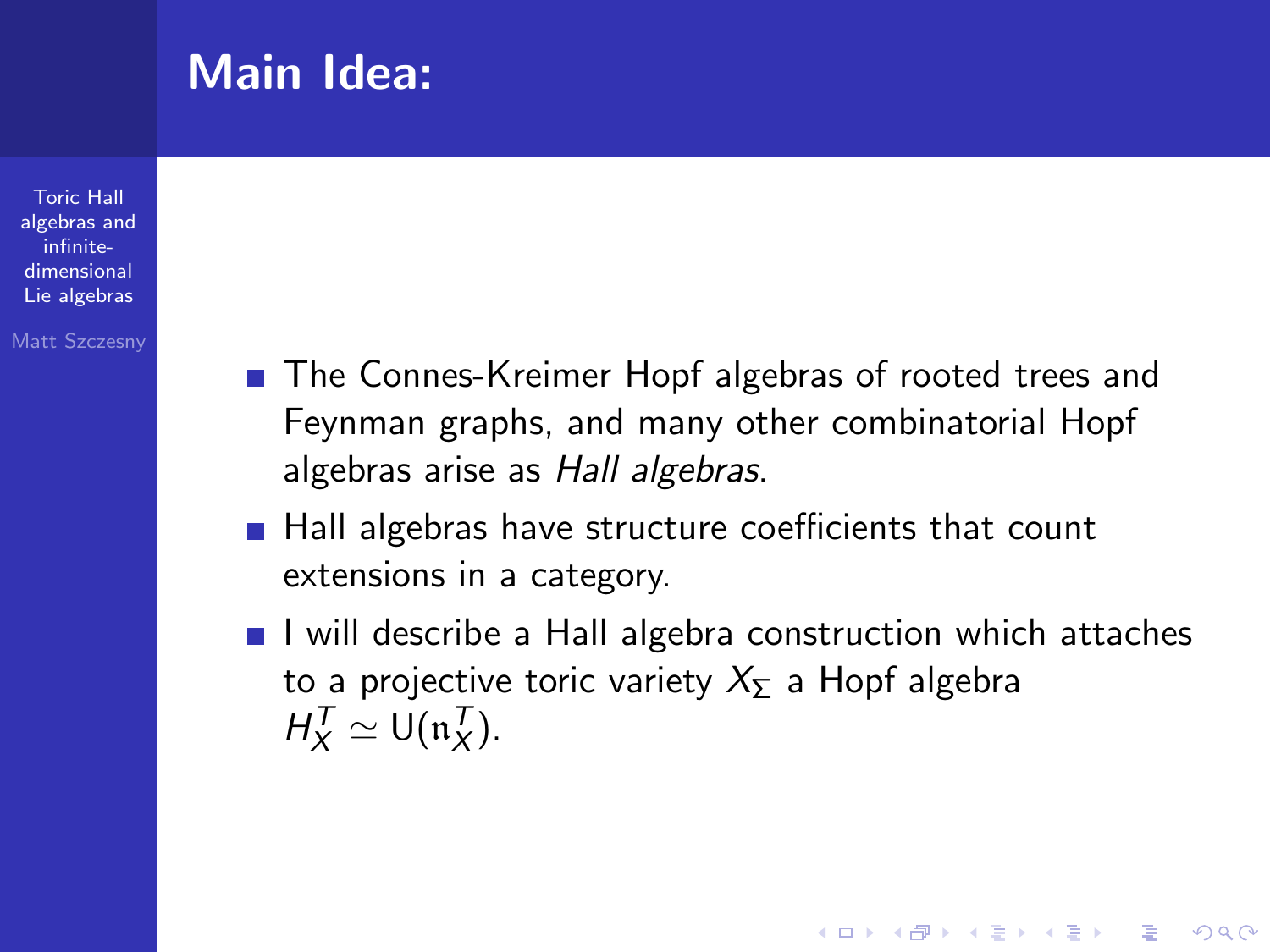## Main Idea:

- The Connes-Kreimer Hopf algebras of rooted trees and Feynman graphs, and many other combinatorial Hopf algebras arise as *Hall algebras*.
- Hall algebras have structure coefficients that count extensions in a category.
- I will describe a Hall algebra construction which attaches to a projective toric variety $X_\Sigma$ a Hopf algebra $H^T_X \simeq \mathrm{U}(\mathfrak{n}^T_X)$.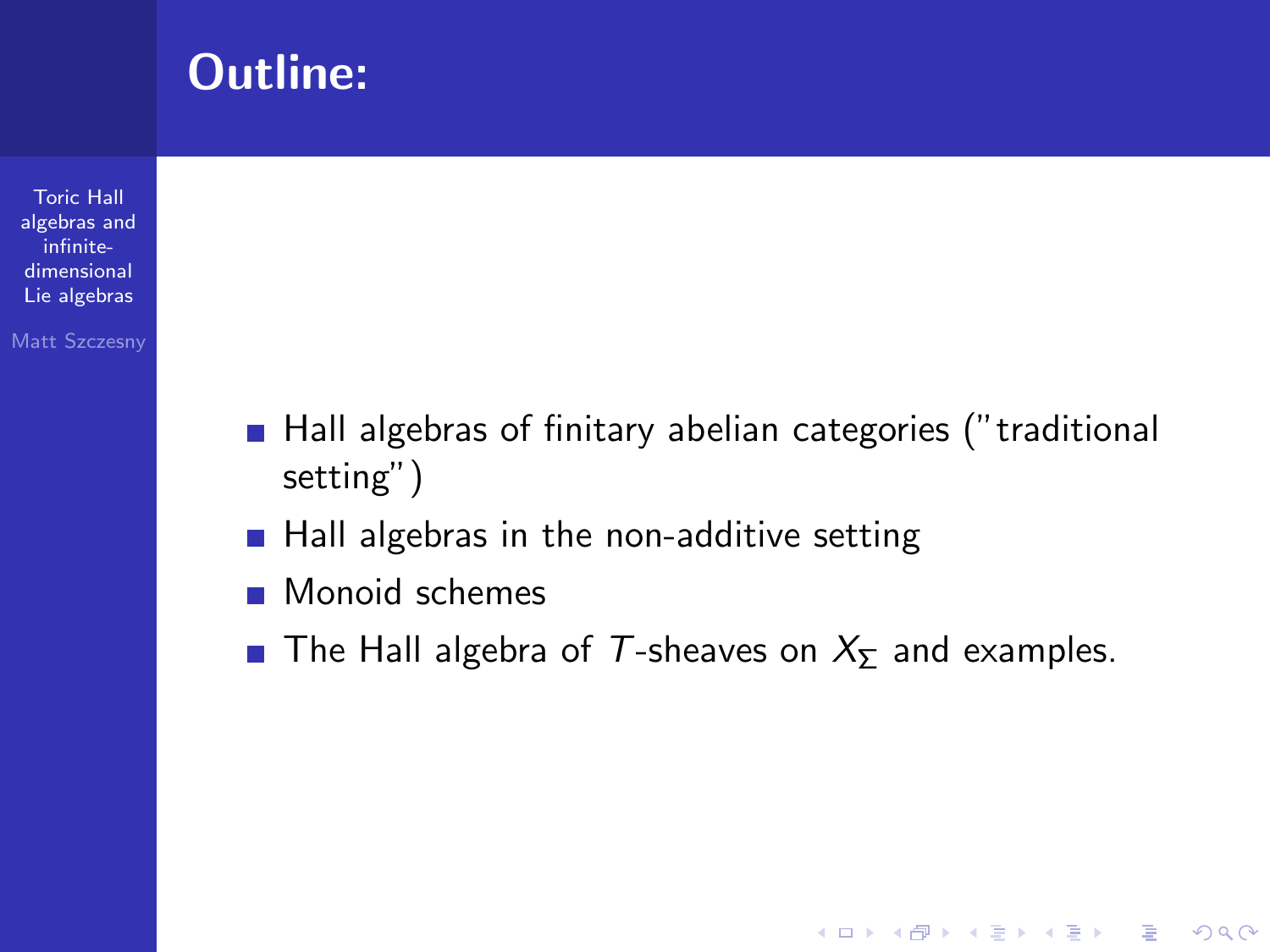# Outline:

- Hall algebras of finitary abelian categories ("traditional setting")
- Hall algebras in the non-additive setting
- Monoid schemes
- The Hall algebra of $T$-sheaves on $X_\Sigma$ and examples.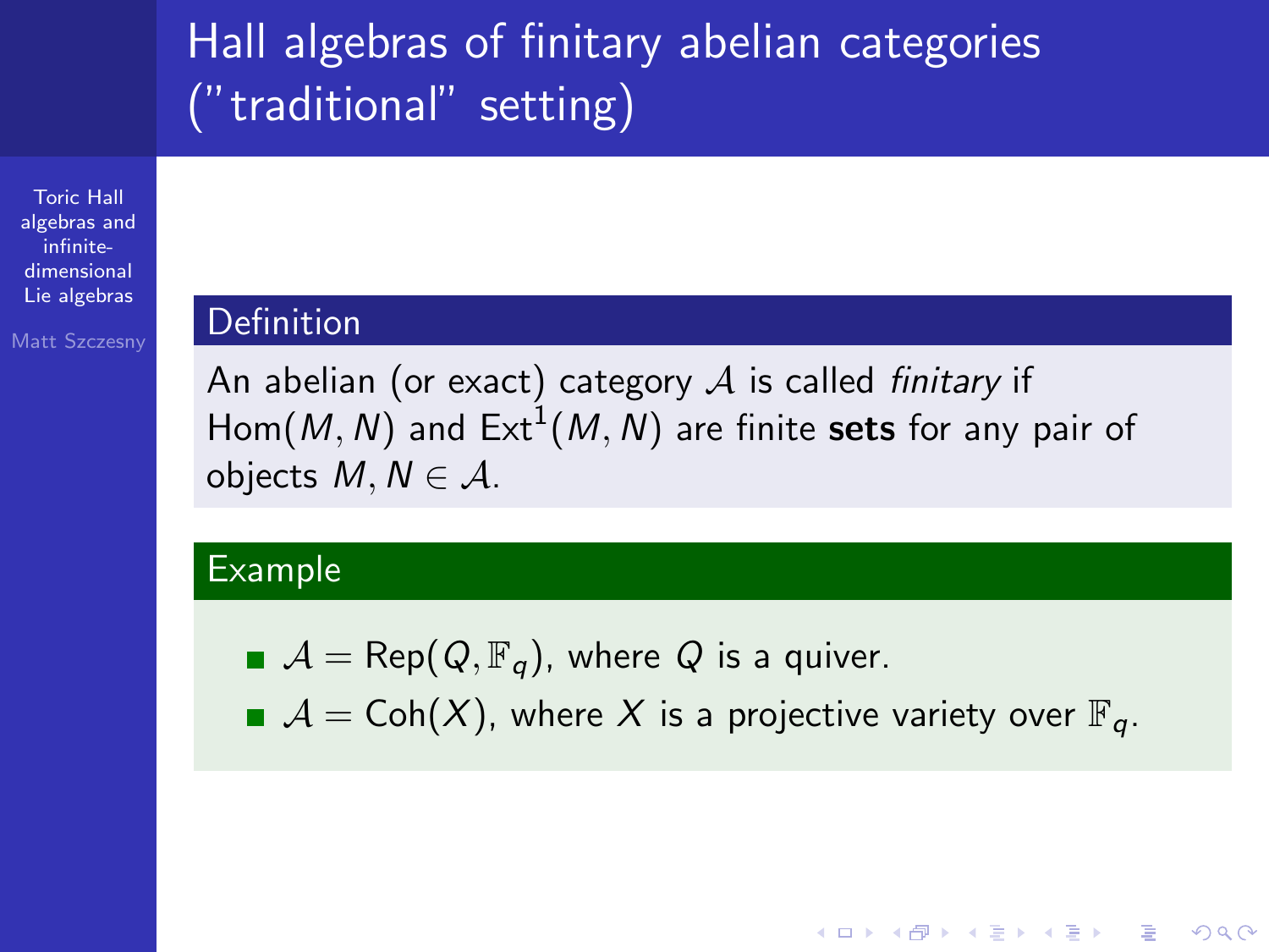# Hall algebras of finitary abelian categories ("traditional" setting)

**Definition**

An abelian (or exact) category $\mathcal{A}$ is called *finitary* if $\text{Hom}(M, N)$ and $\text{Ext}^1(M, N)$ are finite **sets** for any pair of objects $M, N \in \mathcal{A}$.

**Example**

- $\mathcal{A} = \text{Rep}(Q, \mathbb{F}_q)$, where $Q$ is a quiver.
- $\mathcal{A} = \text{Coh}(X)$, where $X$ is a projective variety over $\mathbb{F}_q$.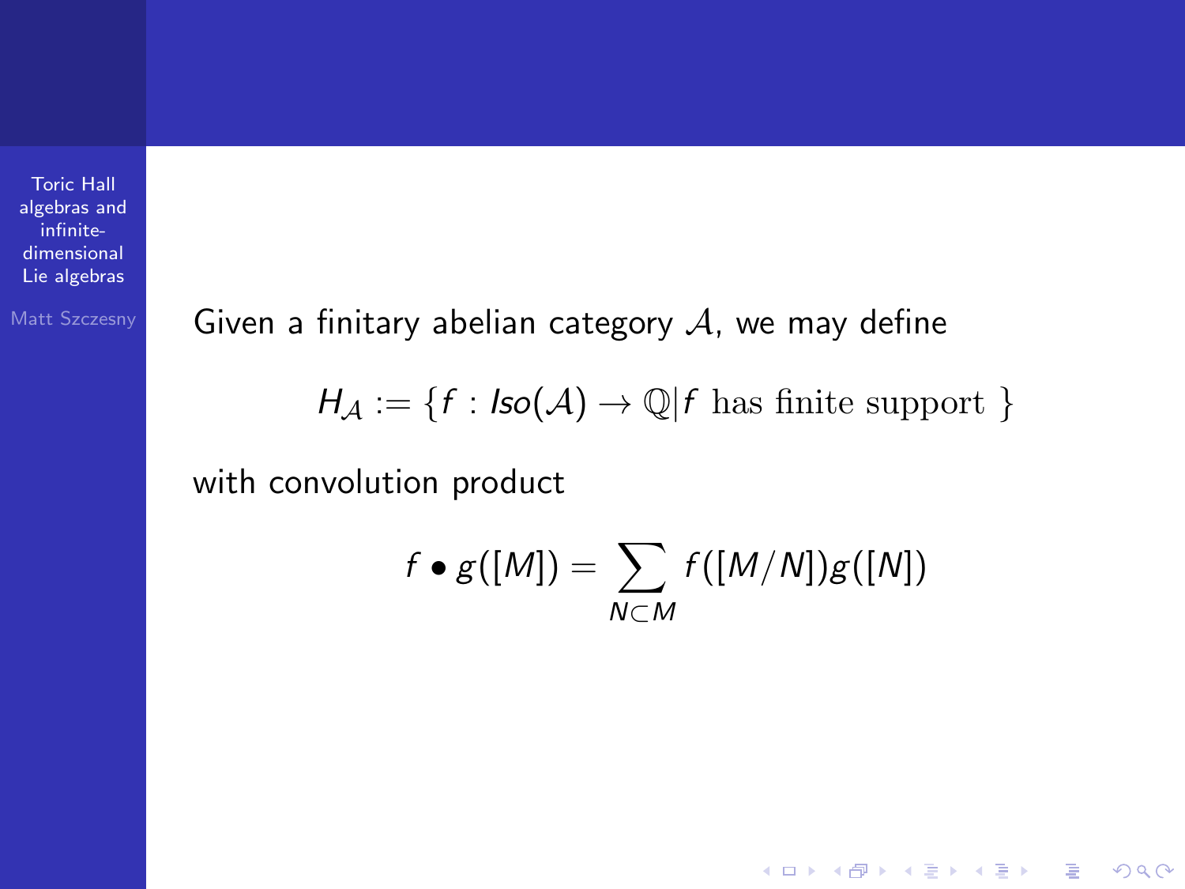Given a finitary abelian category $\mathcal{A}$, we may define

$$H_{\mathcal{A}} := \{ f : Iso(\mathcal{A}) \rightarrow \mathbb{Q} | f \text{ has finite support } \}$$

with convolution product

$$f \bullet g([M]) = \sum_{N \subset M} f([M/N]) g([N])$$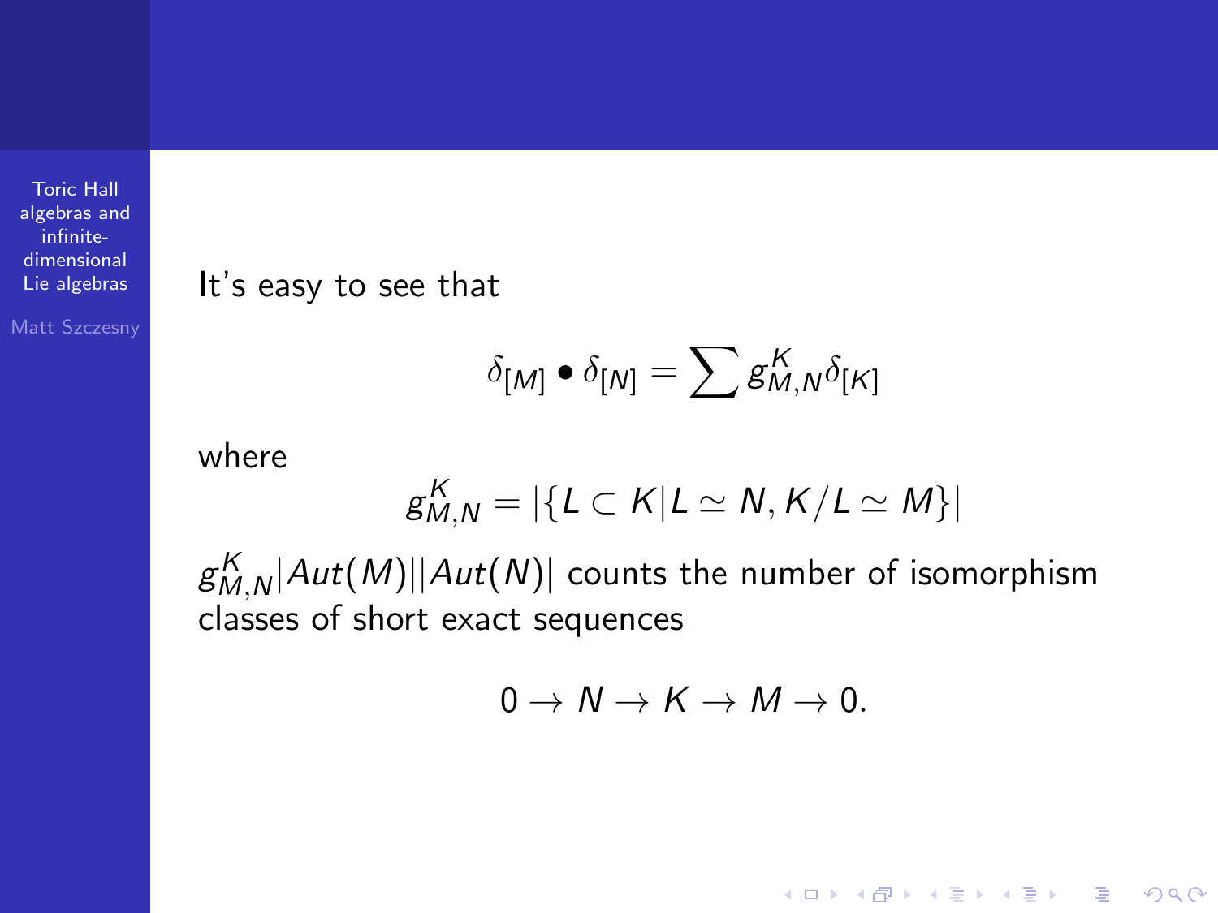It's easy to see that

$$\delta_{[M]} \bullet \delta_{[N]} = \sum g^K_{M,N} \delta_{[K]}$$

where

$$g^K_{M,N} = |\{L \subset K | L \simeq N, K/L \simeq M\}|$$

$g^K_{M,N} |Aut(M)||Aut(N)|$ counts the number of isomorphism classes of short exact sequences

$$0 \to N \to K \to M \to 0.$$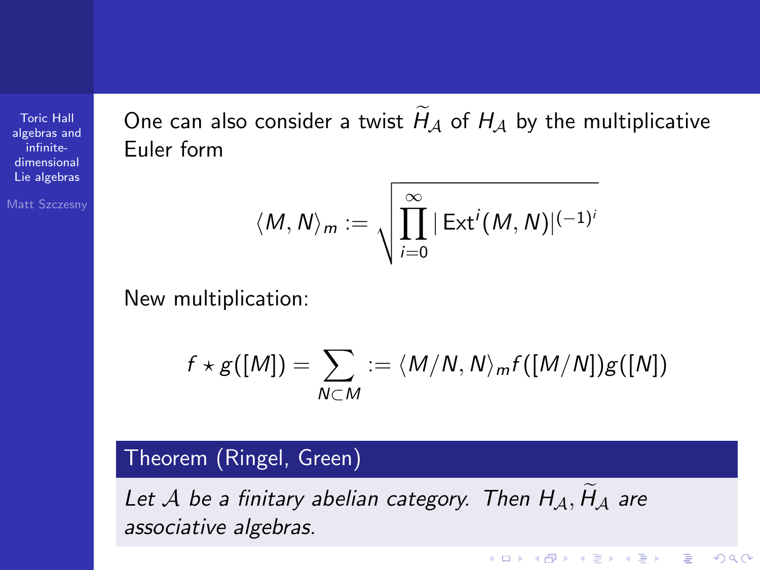One can also consider a twist $\widetilde{H}_{\mathcal{A}}$ of $H_{\mathcal{A}}$ by the multiplicative Euler form

$$\langle M, N \rangle_m := \sqrt{\prod_{i=0}^{\infty} |\operatorname{Ext}^i(M,N)|^{(-1)^i}}$$

New multiplication:

$$f \star g([M]) = \sum_{N \subset M} := \langle M/N, N \rangle_m f([M/N]) g([N])$$

**Theorem (Ringel, Green)**

*Let $\mathcal{A}$ be a finitary abelian category. Then $H_{\mathcal{A}}, \widetilde{H}_{\mathcal{A}}$ are associative algebras.*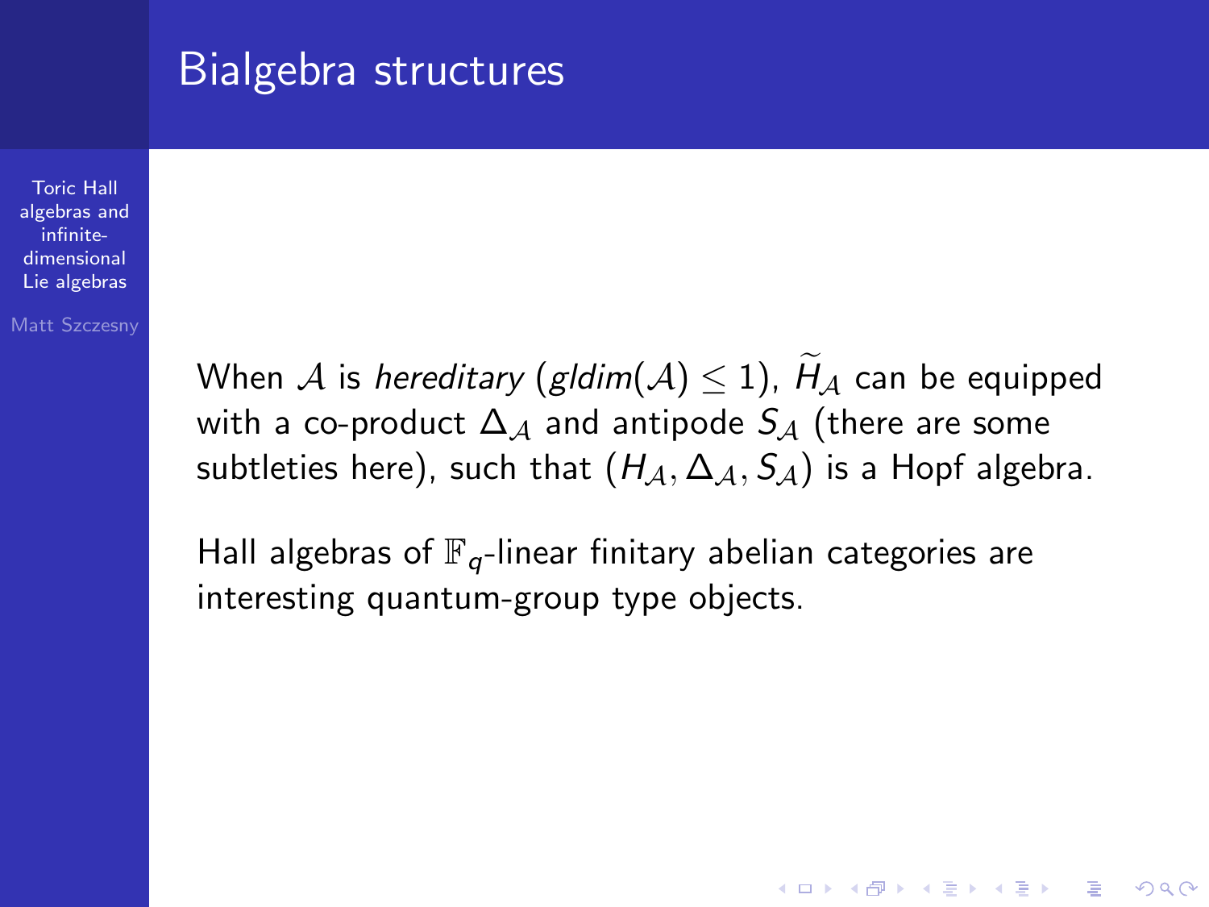## Bialgebra structures

When $\mathcal{A}$ is *hereditary* ($gldim(\mathcal{A}) \leq 1$), $\widetilde{H}_{\mathcal{A}}$ can be equipped with a co-product $\Delta_{\mathcal{A}}$ and antipode $S_{\mathcal{A}}$ (there are some subtleties here), such that $(H_{\mathcal{A}}, \Delta_{\mathcal{A}}, S_{\mathcal{A}})$ is a Hopf algebra.

Hall algebras of $\mathbb{F}_q$-linear finitary abelian categories are interesting quantum-group type objects.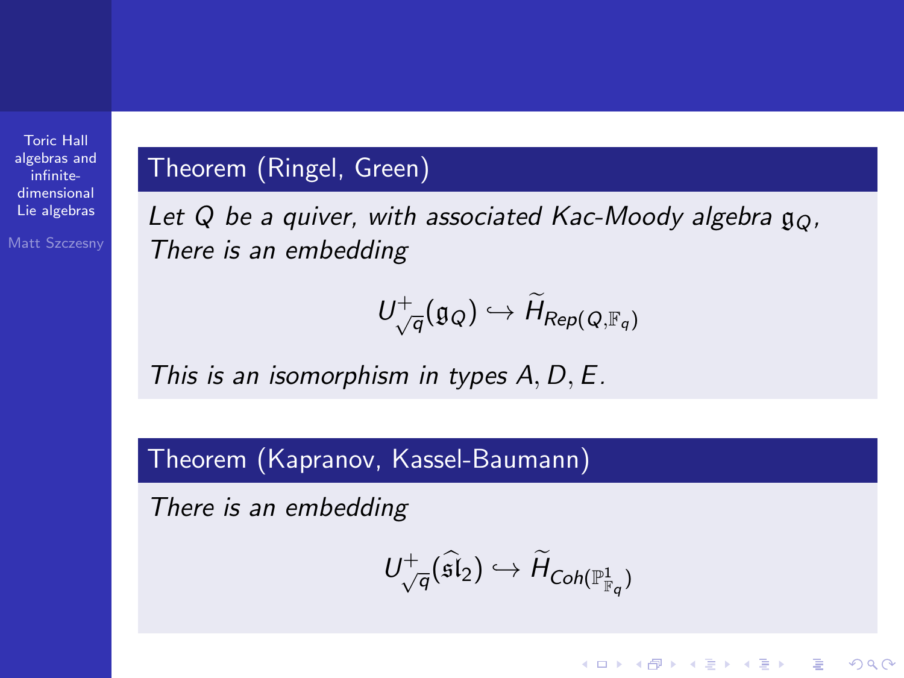**Theorem (Ringel, Green)**

*Let $Q$ be a quiver, with associated Kac-Moody algebra $\mathfrak{g}_Q$, There is an embedding*

$$U^+_{\sqrt{q}}(\mathfrak{g}_Q) \hookrightarrow \widetilde{H}_{Rep(Q,\mathbb{F}_q)}$$

*This is an isomorphism in types $A, D, E$.*

**Theorem (Kapranov, Kassel-Baumann)**

*There is an embedding*

$$U^+_{\sqrt{q}}(\widehat{\mathfrak{sl}}_2) \hookrightarrow \widetilde{H}_{Coh(\mathbb{P}^1_{\mathbb{F}_q})}$$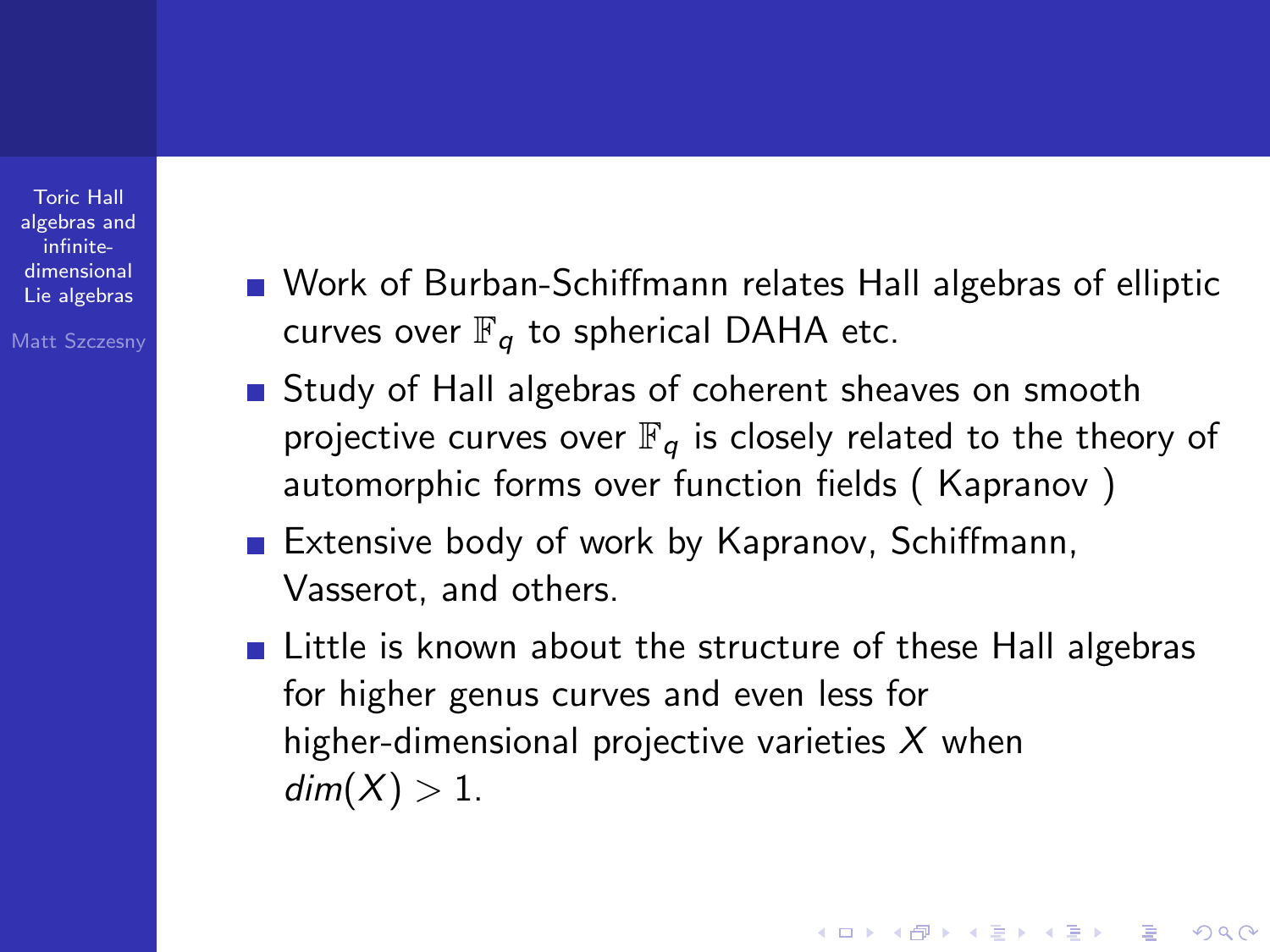- Work of Burban-Schiffmann relates Hall algebras of elliptic curves over $\mathbb{F}_q$ to spherical DAHA etc.
- Study of Hall algebras of coherent sheaves on smooth projective curves over $\mathbb{F}_q$ is closely related to the theory of automorphic forms over function fields ( Kapranov )
- Extensive body of work by Kapranov, Schiffmann, Vasserot, and others.
- Little is known about the structure of these Hall algebras for higher genus curves and even less for higher-dimensional projective varieties $X$ when $dim(X) > 1$.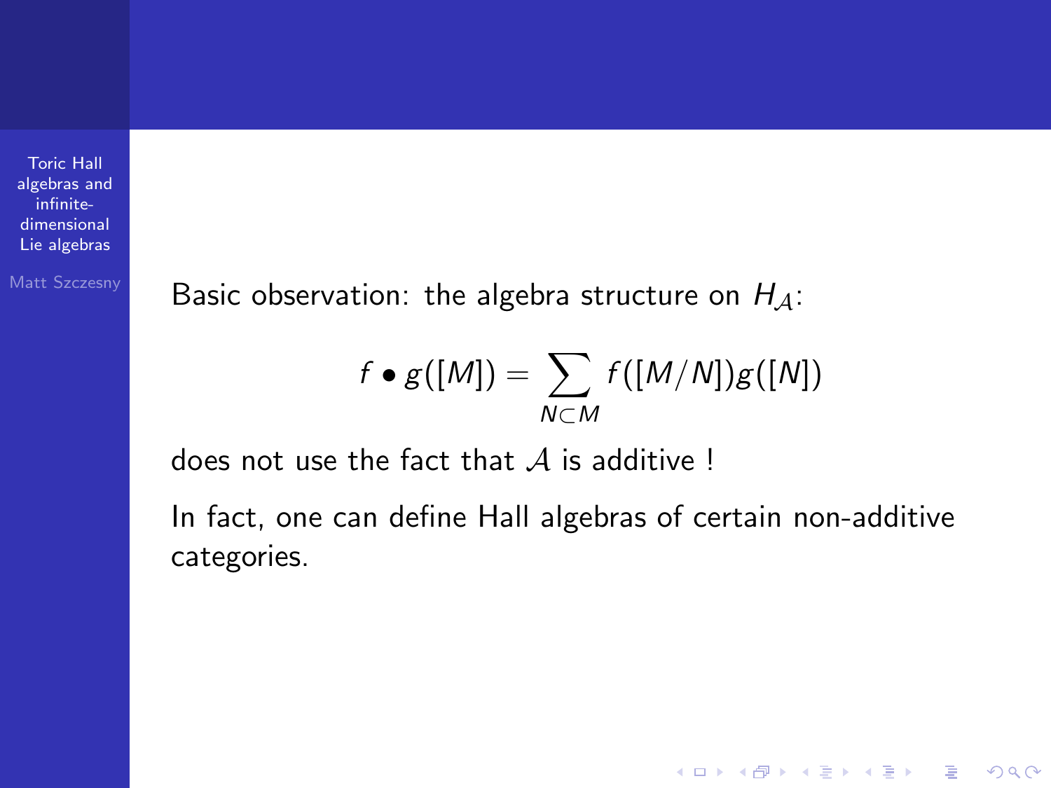Basic observation: the algebra structure on $H_{\mathcal{A}}$:

$$f \bullet g([M]) = \sum_{N \subset M} f([M/N]) g([N])$$

does not use the fact that $\mathcal{A}$ is additive !

In fact, one can define Hall algebras of certain non-additive categories.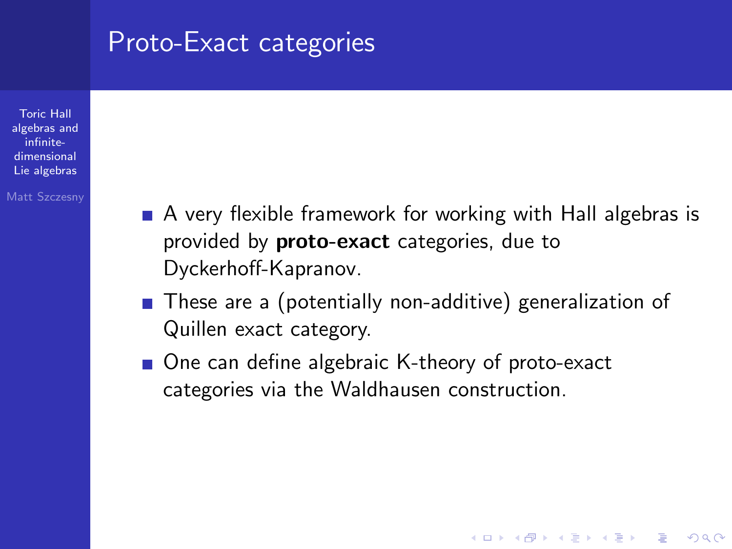## Proto-Exact categories

- A very flexible framework for working with Hall algebras is provided by **proto-exact** categories, due to Dyckerhoff-Kapranov.
- These are a (potentially non-additive) generalization of Quillen exact category.
- One can define algebraic K-theory of proto-exact categories via the Waldhausen construction.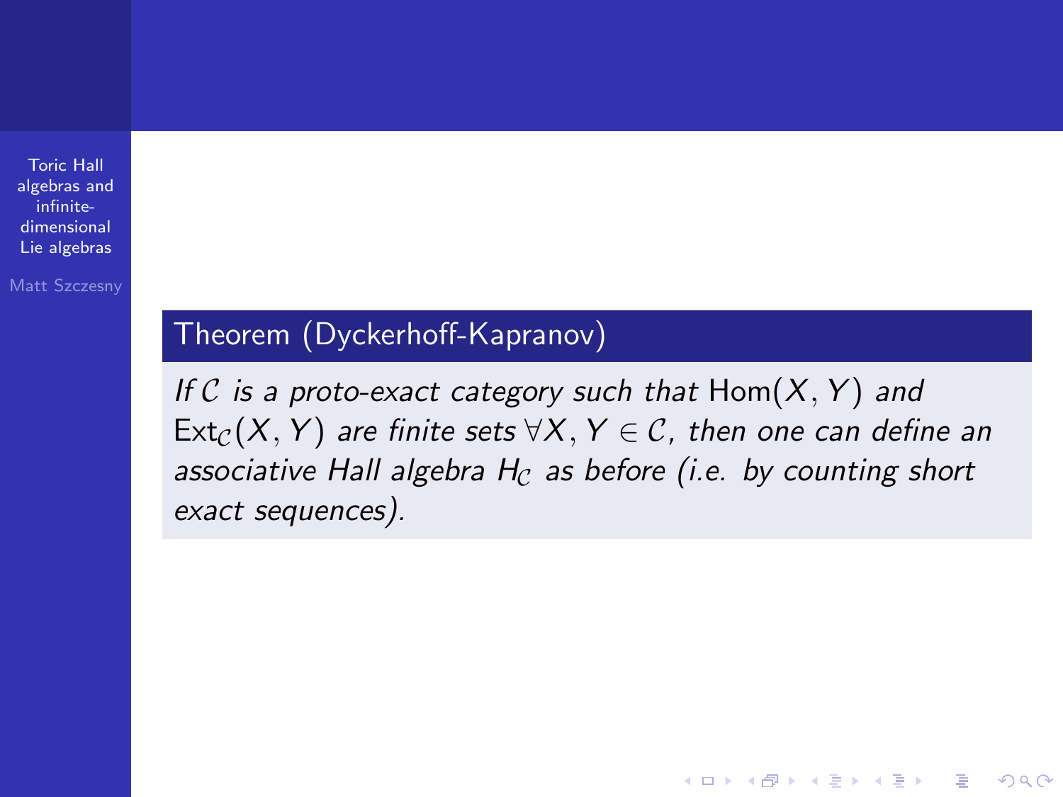**Theorem (Dyckerhoff-Kapranov)**

*If $\mathcal{C}$ is a proto-exact category such that* $\mathrm{Hom}(X, Y)$ *and* $\mathrm{Ext}_{\mathcal{C}}(X, Y)$ *are finite sets* $\forall X, Y \in \mathcal{C}$*, then one can define an associative Hall algebra* $H_{\mathcal{C}}$ *as before (i.e. by counting short exact sequences).*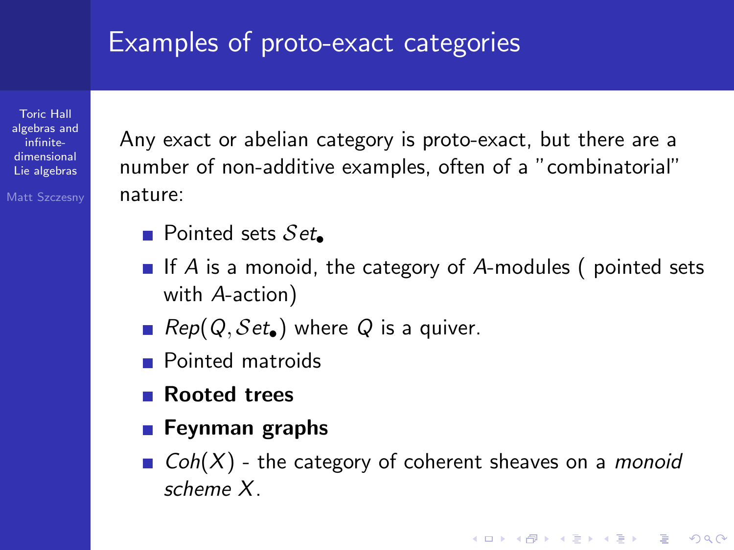# Examples of proto-exact categories

Any exact or abelian category is proto-exact, but there are a number of non-additive examples, often of a "combinatorial" nature:

- Pointed sets $\mathcal{S}et_{\bullet}$
- If $A$ is a monoid, the category of $A$-modules ( pointed sets with $A$-action)
- $Rep(Q, \mathcal{S}et_{\bullet})$ where $Q$ is a quiver.
- Pointed matroids
- **Rooted trees**
- **Feynman graphs**
- $Coh(X)$ - the category of coherent sheaves on a *monoid scheme* $X$.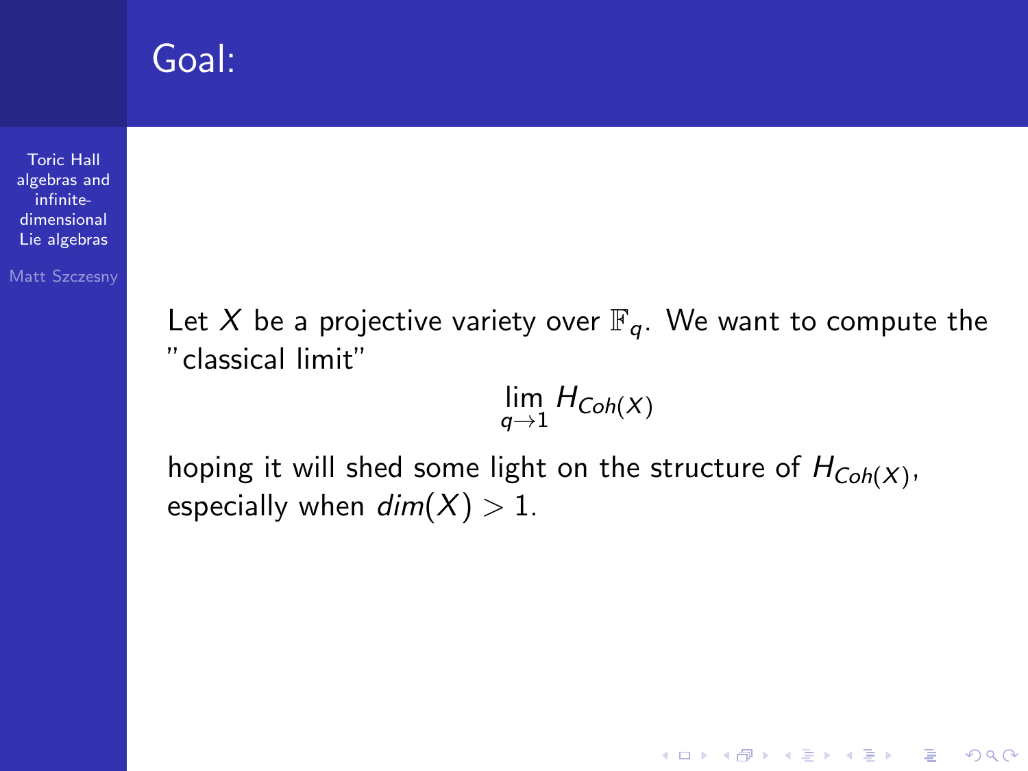# Goal:

Let $X$ be a projective variety over $\mathbb{F}_q$. We want to compute the "classical limit"

$$\lim_{q \to 1} H_{Coh(X)}$$

hoping it will shed some light on the structure of $H_{Coh(X)}$, especially when $dim(X) > 1$.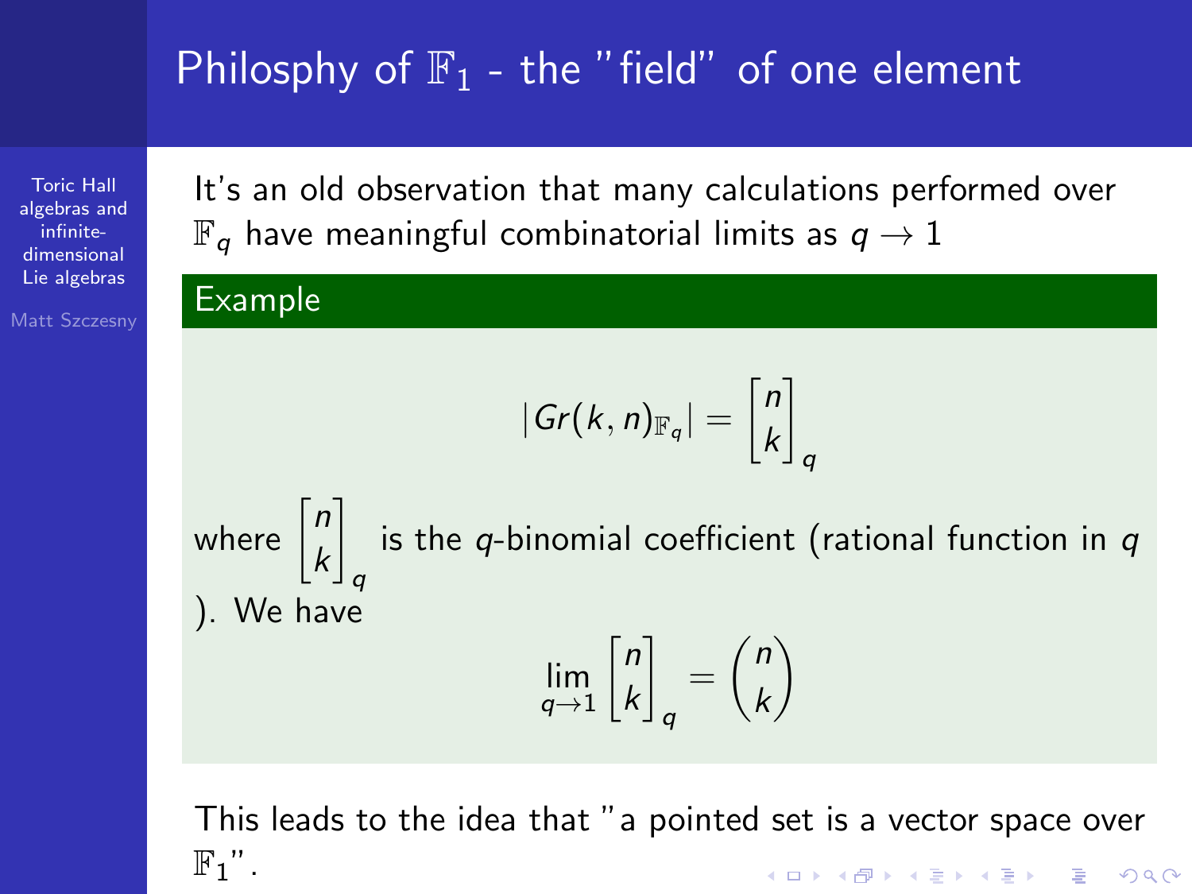# Philosphy of $\mathbb{F}_1$ - the "field" of one element

It's an old observation that many calculations performed over $\mathbb{F}_q$ have meaningful combinatorial limits as $q \to 1$

**Example**

$$|Gr(k,n)_{\mathbb{F}_q}| = \begin{bmatrix} n \\ k \end{bmatrix}_q$$

where $\begin{bmatrix} n \\ k \end{bmatrix}_q$ is the $q$-binomial coefficient (rational function in $q$ ). We have

$$\lim_{q \to 1} \begin{bmatrix} n \\ k \end{bmatrix}_q = \binom{n}{k}$$

This leads to the idea that "a pointed set is a vector space over $\mathbb{F}_1$".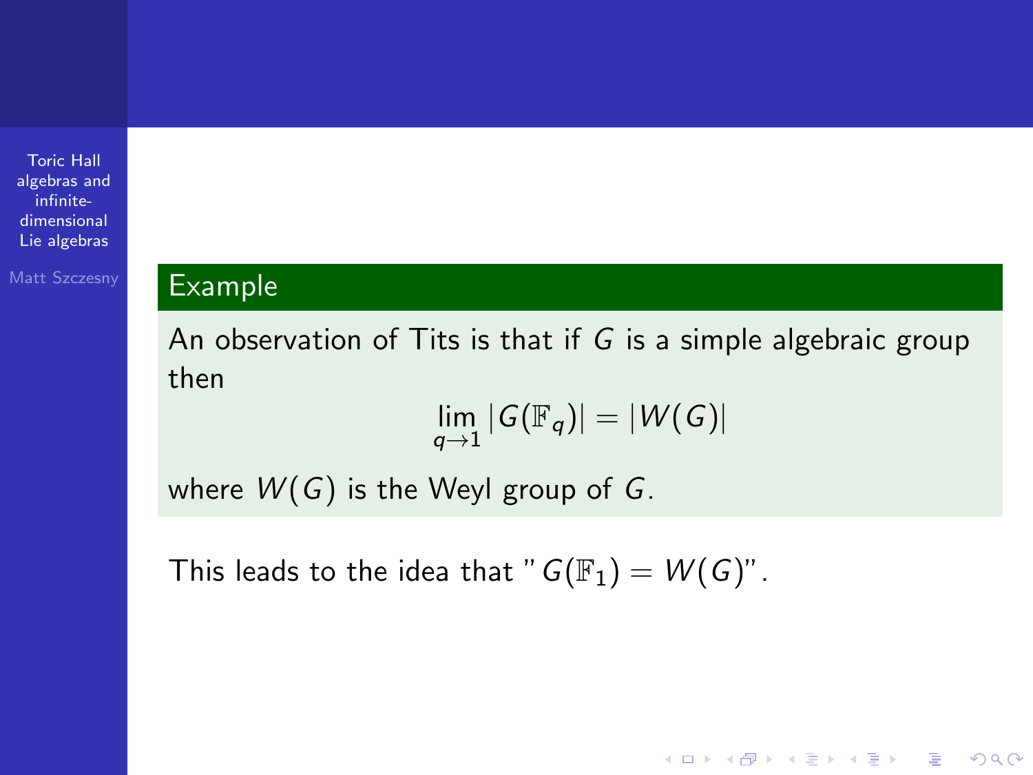**Example**

An observation of Tits is that if $G$ is a simple algebraic group then

$$\lim_{q \to 1} |G(\mathbb{F}_q)| = |W(G)|$$

where $W(G)$ is the Weyl group of $G$.

This leads to the idea that "$G(\mathbb{F}_1) = W(G)$".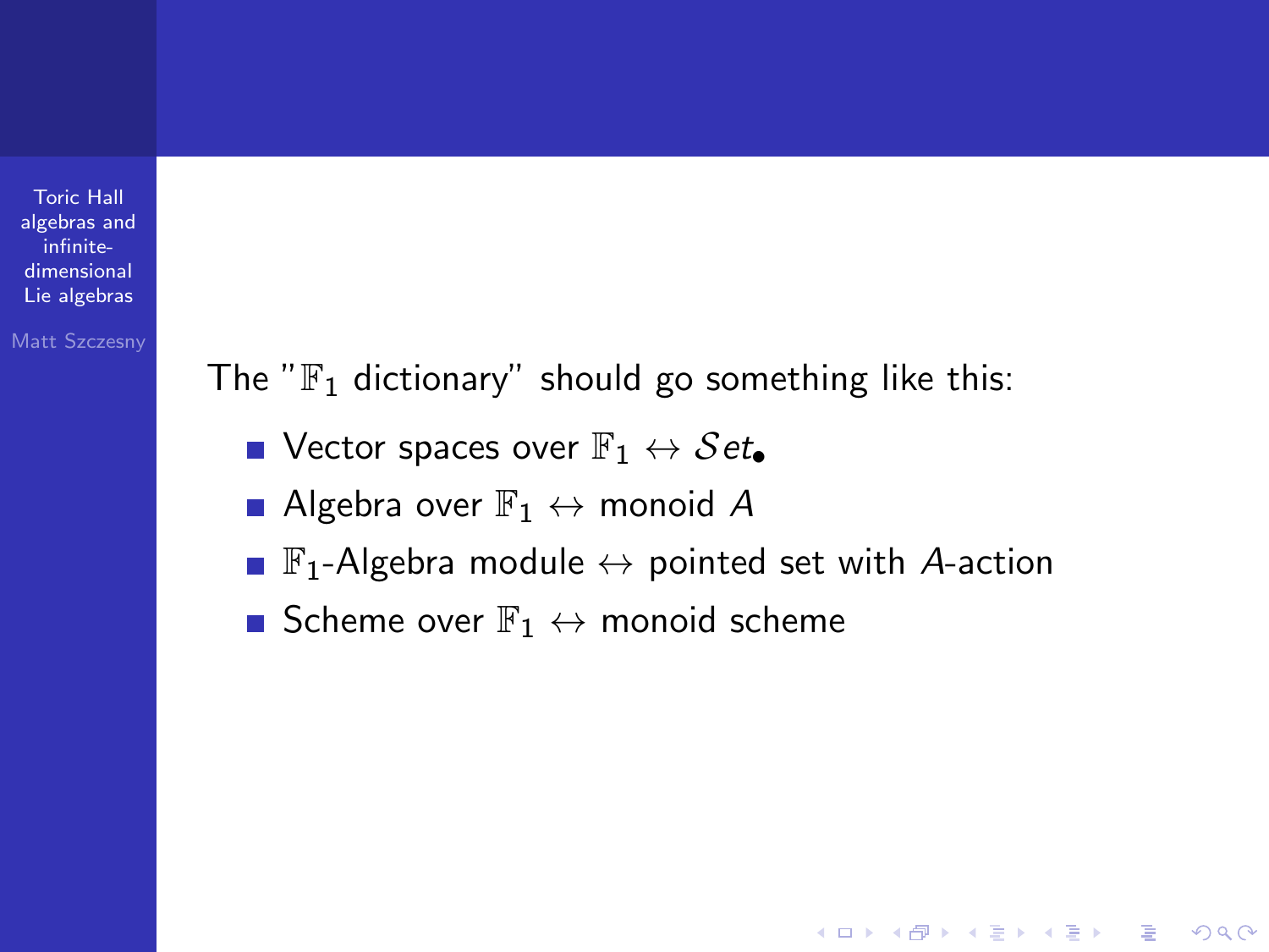The "$\mathbb{F}_1$ dictionary" should go something like this:

- Vector spaces over $\mathbb{F}_1 \leftrightarrow \mathcal{S}et_\bullet$
- Algebra over $\mathbb{F}_1 \leftrightarrow$ monoid $A$
- $\mathbb{F}_1$-Algebra module $\leftrightarrow$ pointed set with $A$-action
- Scheme over $\mathbb{F}_1 \leftrightarrow$ monoid scheme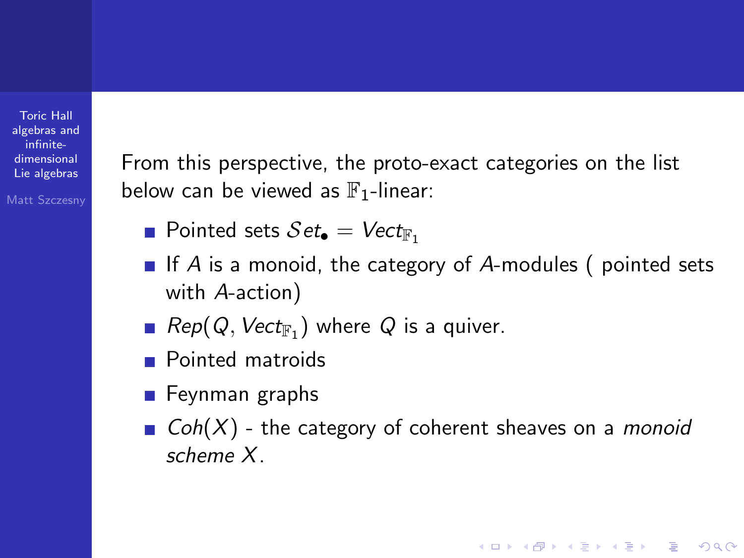From this perspective, the proto-exact categories on the list below can be viewed as $\mathbb{F}_1$-linear:

- Pointed sets $\mathcal{S}et_{\bullet} = Vect_{\mathbb{F}_1}$
- If $A$ is a monoid, the category of $A$-modules ( pointed sets with $A$-action)
- $Rep(Q, Vect_{\mathbb{F}_1})$ where $Q$ is a quiver.
- Pointed matroids
- Feynman graphs
- $Coh(X)$ - the category of coherent sheaves on a *monoid scheme* $X$.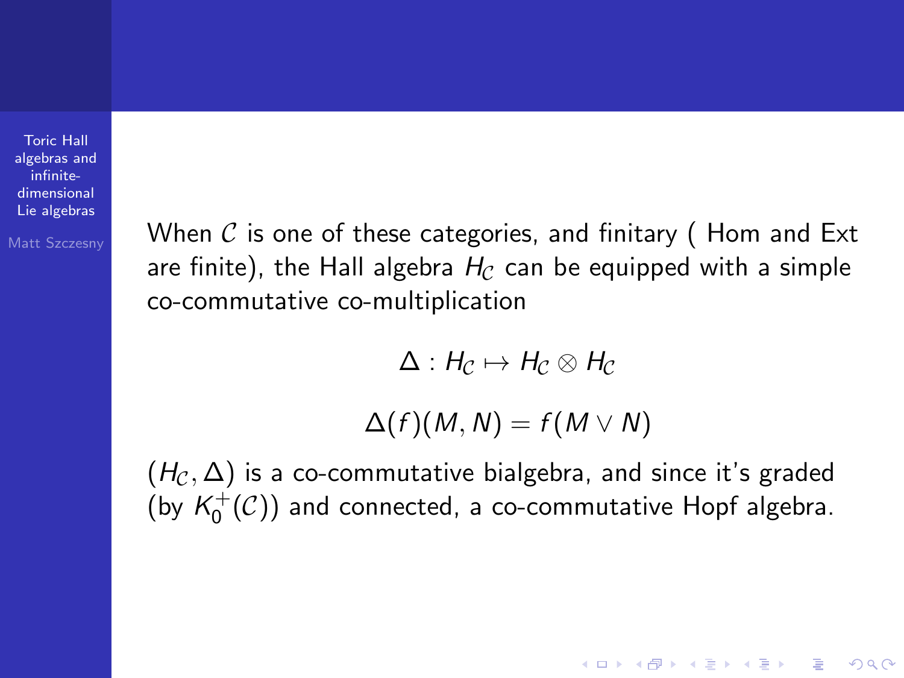When $\mathcal{C}$ is one of these categories, and finitary ( Hom and Ext are finite), the Hall algebra $H_{\mathcal{C}}$ can be equipped with a simple co-commutative co-multiplication

$$\Delta : H_{\mathcal{C}} \mapsto H_{\mathcal{C}} \otimes H_{\mathcal{C}}$$

$$\Delta(f)(M, N) = f(M \vee N)$$

$(H_{\mathcal{C}}, \Delta)$ is a co-commutative bialgebra, and since it's graded (by $K_0^+(\mathcal{C})$) and connected, a co-commutative Hopf algebra.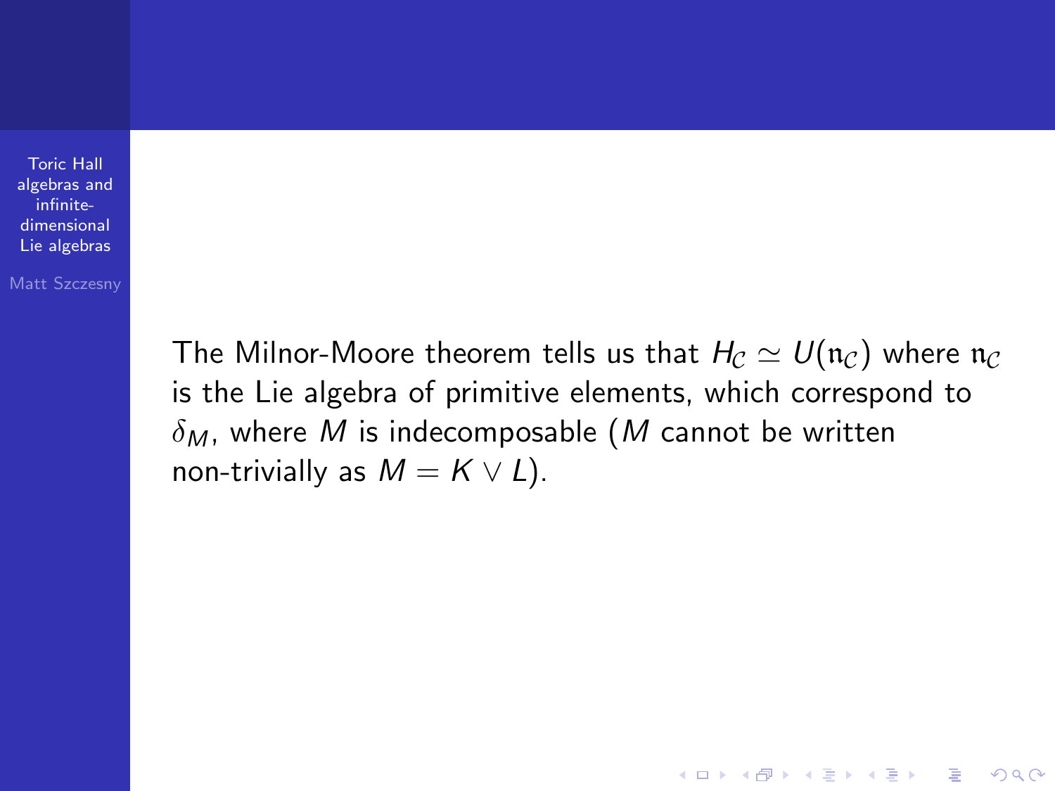The Milnor-Moore theorem tells us that $H_{\mathcal{C}} \simeq U(\mathfrak{n}_{\mathcal{C}})$ where $\mathfrak{n}_{\mathcal{C}}$ is the Lie algebra of primitive elements, which correspond to $\delta_M$, where $M$ is indecomposable ($M$ cannot be written non-trivially as $M = K \vee L$).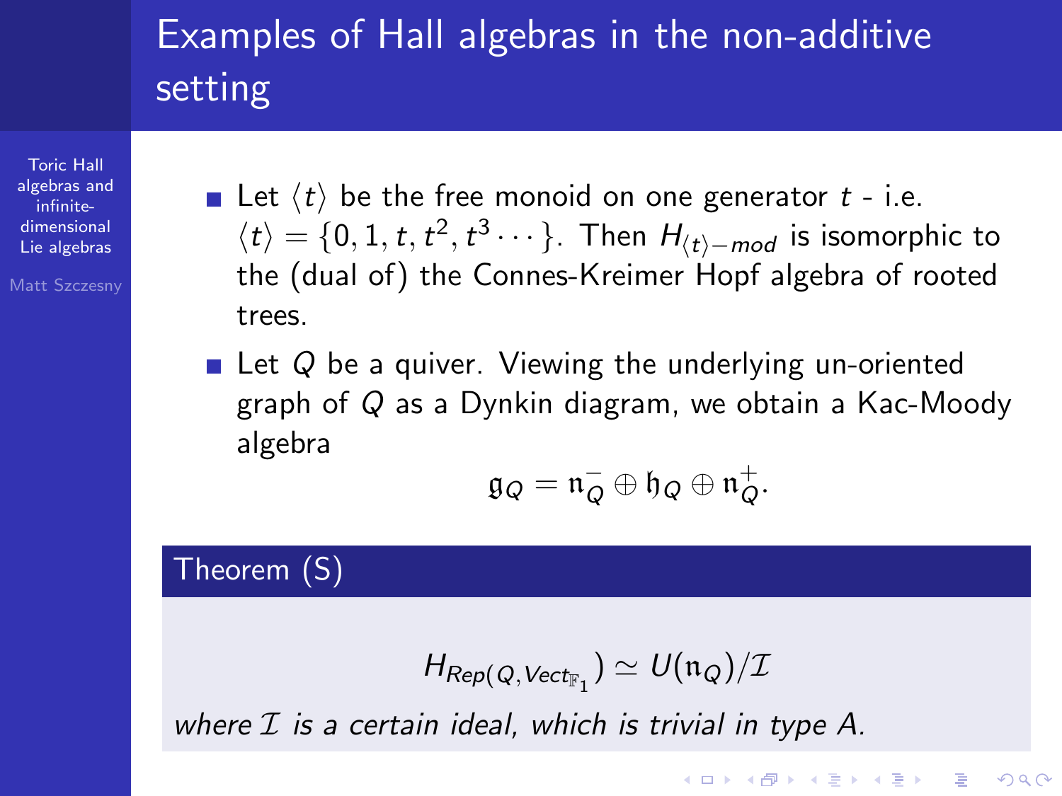# Examples of Hall algebras in the non-additive setting

- Let $\langle t \rangle$ be the free monoid on one generator $t$ - i.e. $\langle t \rangle = \{0, 1, t, t^2, t^3 \cdots \}$. Then $H_{\langle t \rangle - mod}$ is isomorphic to the (dual of) the Connes-Kreimer Hopf algebra of rooted trees.
- Let $Q$ be a quiver. Viewing the underlying un-oriented graph of $Q$ as a Dynkin diagram, we obtain a Kac-Moody algebra

$$\mathfrak{g}_Q = \mathfrak{n}_Q^- \oplus \mathfrak{h}_Q \oplus \mathfrak{n}_Q^+.$$

**Theorem (S)**

$$H_{Rep(Q, Vect_{\mathbb{F}_1})} \simeq U(\mathfrak{n}_Q)/\mathcal{I}$$

*where $\mathcal{I}$ is a certain ideal, which is trivial in type A.*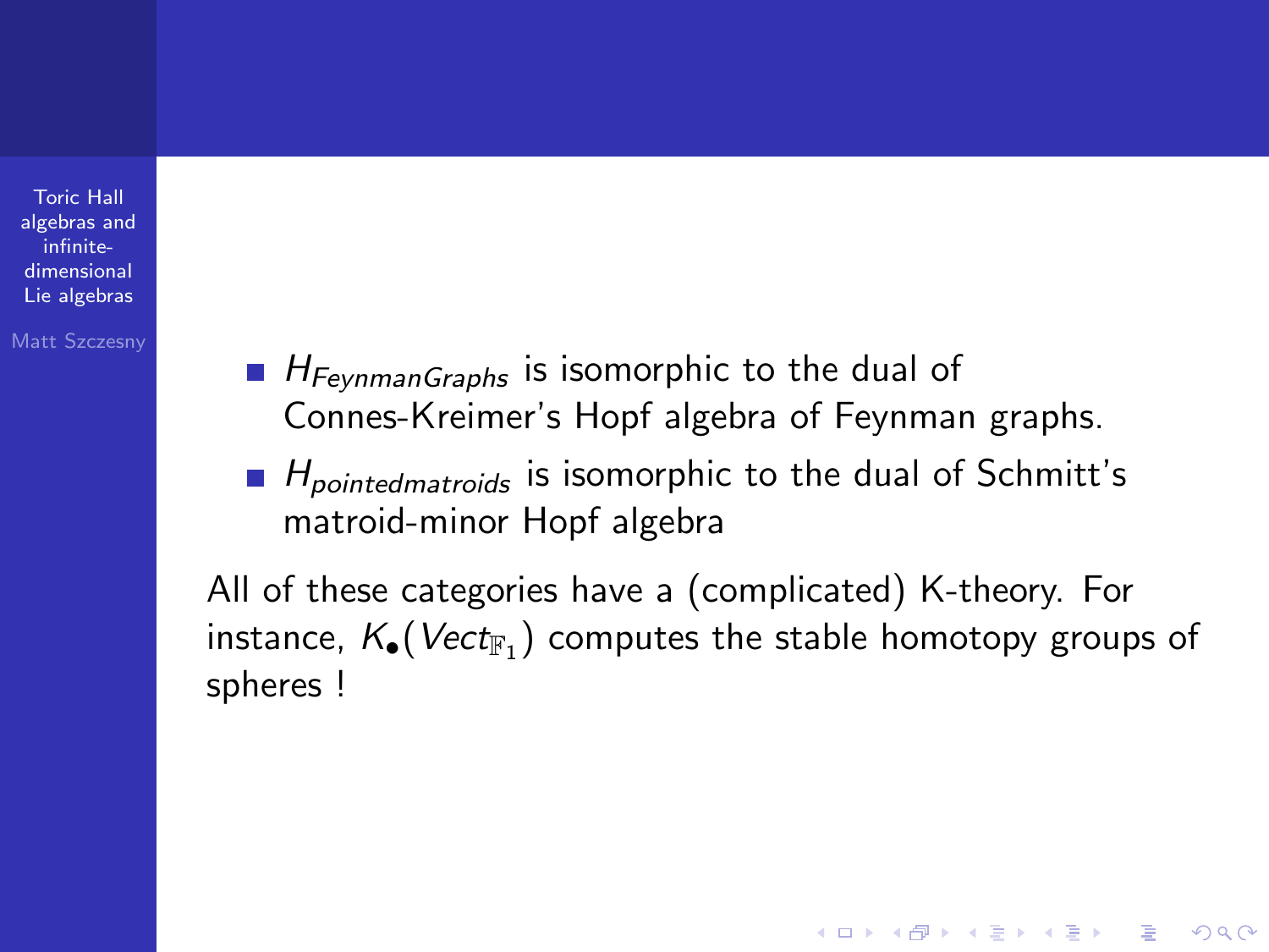- $H_{FeynmanGraphs}$ is isomorphic to the dual of Connes-Kreimer's Hopf algebra of Feynman graphs.
- $H_{pointedmatroids}$ is isomorphic to the dual of Schmitt's matroid-minor Hopf algebra

All of these categories have a (complicated) K-theory. For instance, $K_\bullet(Vect_{\mathbb{F}_1})$ computes the stable homotopy groups of spheres !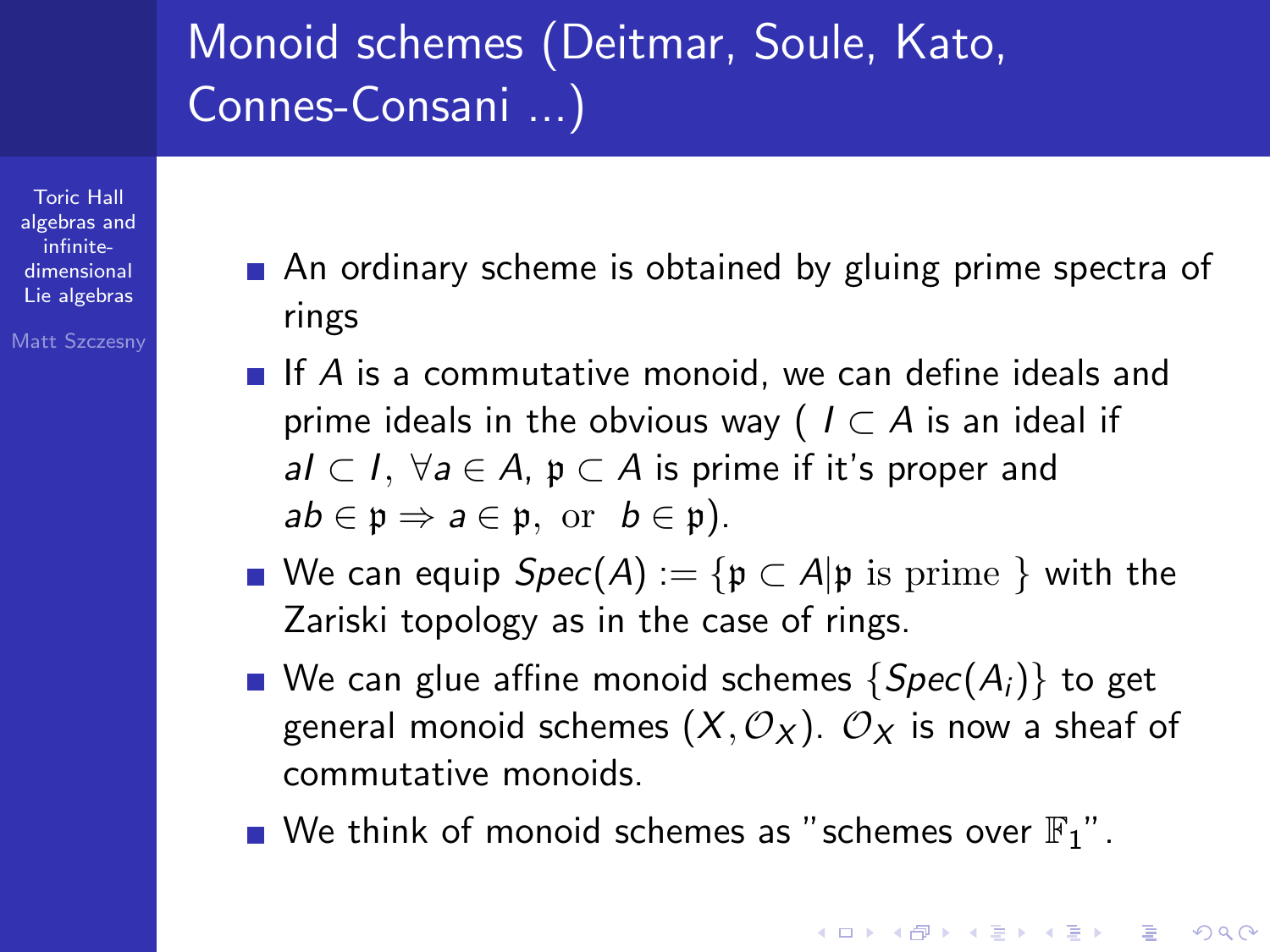# Monoid schemes (Deitmar, Soule, Kato, Connes-Consani ...)

- An ordinary scheme is obtained by gluing prime spectra of rings
- If $A$ is a commutative monoid, we can define ideals and prime ideals in the obvious way ( $I \subset A$ is an ideal if $aI \subset I$, $\forall a \in A$, $\mathfrak{p} \subset A$ is prime if it's proper and $ab \in \mathfrak{p} \Rightarrow a \in \mathfrak{p}, \text{ or } b \in \mathfrak{p}$).
- We can equip $Spec(A) := \{\mathfrak{p} \subset A | \mathfrak{p} \text{ is prime } \}$ with the Zariski topology as in the case of rings.
- We can glue affine monoid schemes $\{Spec(A_i)\}$ to get general monoid schemes $(X, \mathcal{O}_X)$. $\mathcal{O}_X$ is now a sheaf of commutative monoids.
- We think of monoid schemes as "schemes over $\mathbb{F}_1$".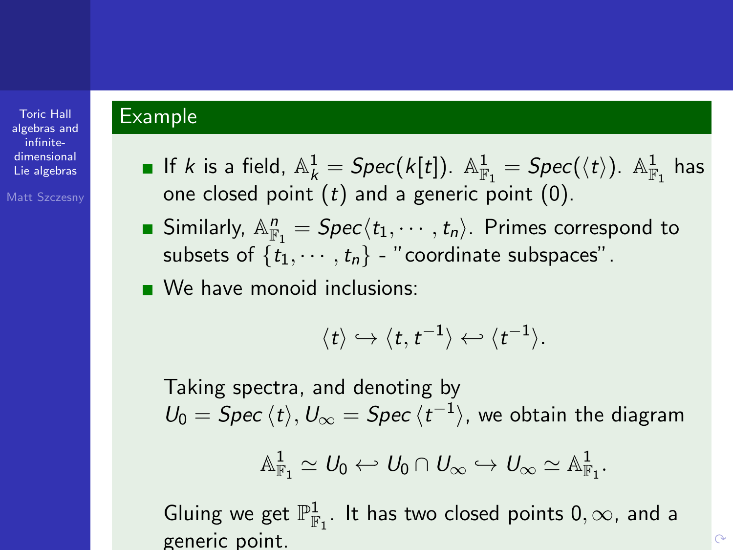## Example

- If $k$ is a field, $\mathbb{A}^1_k = Spec(k[t])$. $\mathbb{A}^1_{\mathbb{F}_1} = Spec(\langle t \rangle)$. $\mathbb{A}^1_{\mathbb{F}_1}$ has one closed point $(t)$ and a generic point $(0)$.
- Similarly, $\mathbb{A}^n_{\mathbb{F}_1} = Spec\langle t_1, \cdots, t_n \rangle$. Primes correspond to subsets of $\{t_1, \cdots, t_n\}$ - "coordinate subspaces".
- We have monoid inclusions:

$$\langle t \rangle \hookrightarrow \langle t, t^{-1} \rangle \hookleftarrow \langle t^{-1} \rangle.$$

Taking spectra, and denoting by $U_0 = Spec\, \langle t \rangle, U_\infty = Spec\, \langle t^{-1} \rangle$, we obtain the diagram

$$\mathbb{A}^1_{\mathbb{F}_1} \simeq U_0 \hookleftarrow U_0 \cap U_\infty \hookrightarrow U_\infty \simeq \mathbb{A}^1_{\mathbb{F}_1}.$$

Gluing we get $\mathbb{P}^1_{\mathbb{F}_1}$. It has two closed points $0, \infty$, and a generic point.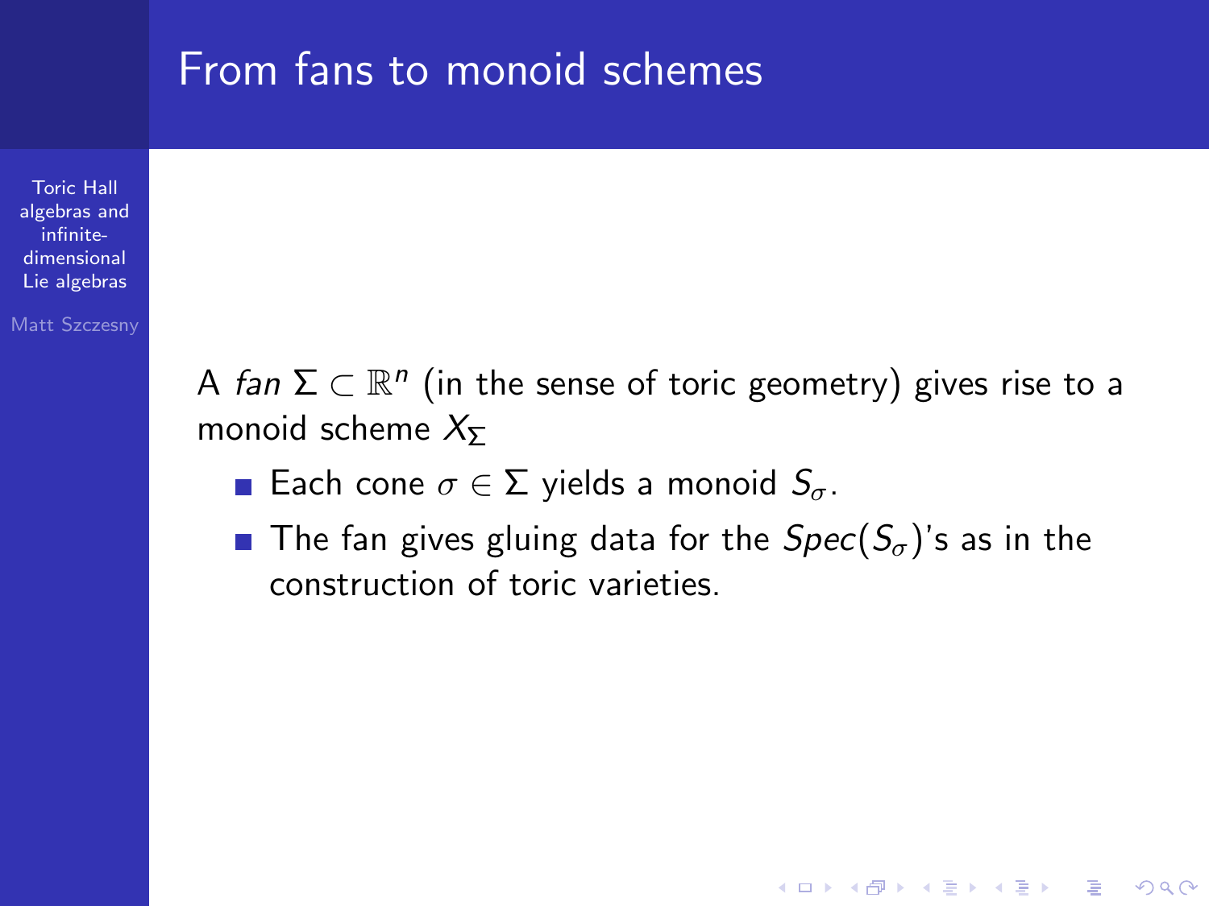## From fans to monoid schemes

A *fan* $\Sigma \subset \mathbb{R}^n$ (in the sense of toric geometry) gives rise to a monoid scheme $X_\Sigma$

- Each cone $\sigma \in \Sigma$ yields a monoid $S_\sigma$.
- The fan gives gluing data for the $Spec(S_\sigma)$'s as in the construction of toric varieties.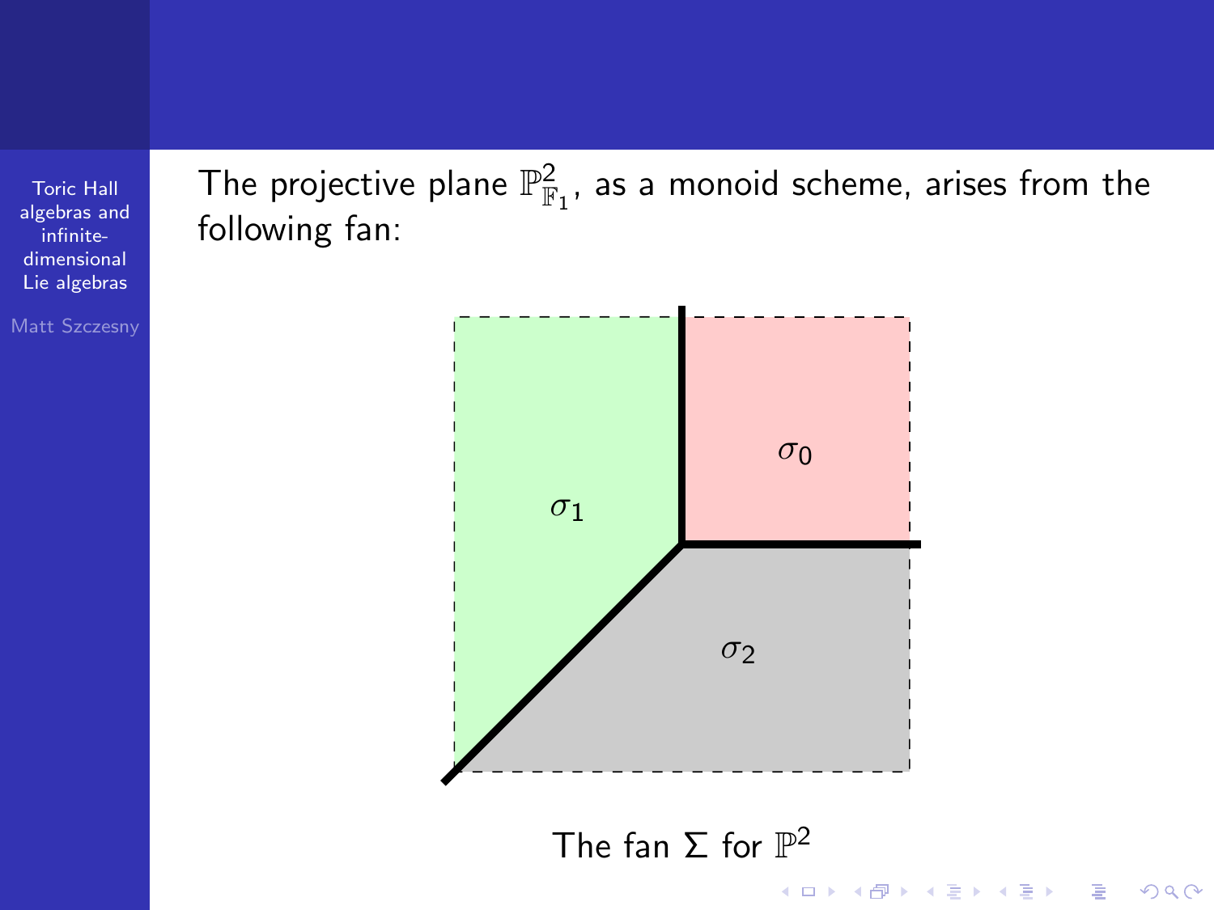The projective plane $\mathbb{P}^2_{\mathbb{F}_1}$, as a monoid scheme, arises from the following fan:

$\sigma_1$

$\sigma_0$

$\sigma_2$

The fan $\Sigma$ for $\mathbb{P}^2$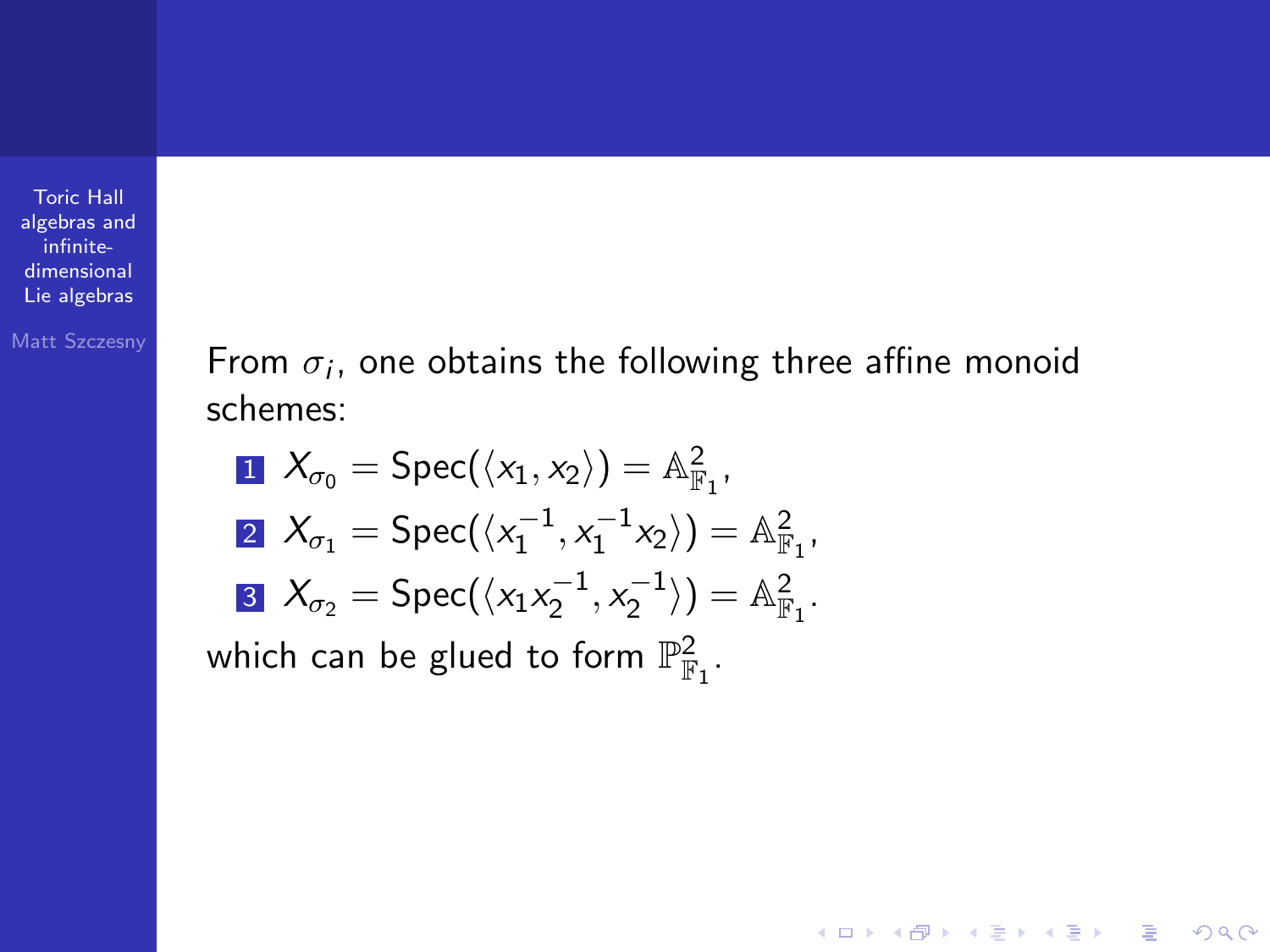From $\sigma_i$, one obtains the following three affine monoid schemes:

1. $X_{\sigma_0} = \mathrm{Spec}(\langle x_1, x_2 \rangle) = \mathbb{A}^2_{\mathbb{F}_1}$,
2. $X_{\sigma_1} = \mathrm{Spec}(\langle x_1^{-1}, x_1^{-1} x_2 \rangle) = \mathbb{A}^2_{\mathbb{F}_1}$,
3. $X_{\sigma_2} = \mathrm{Spec}(\langle x_1 x_2^{-1}, x_2^{-1} \rangle) = \mathbb{A}^2_{\mathbb{F}_1}$.

which can be glued to form $\mathbb{P}^2_{\mathbb{F}_1}$.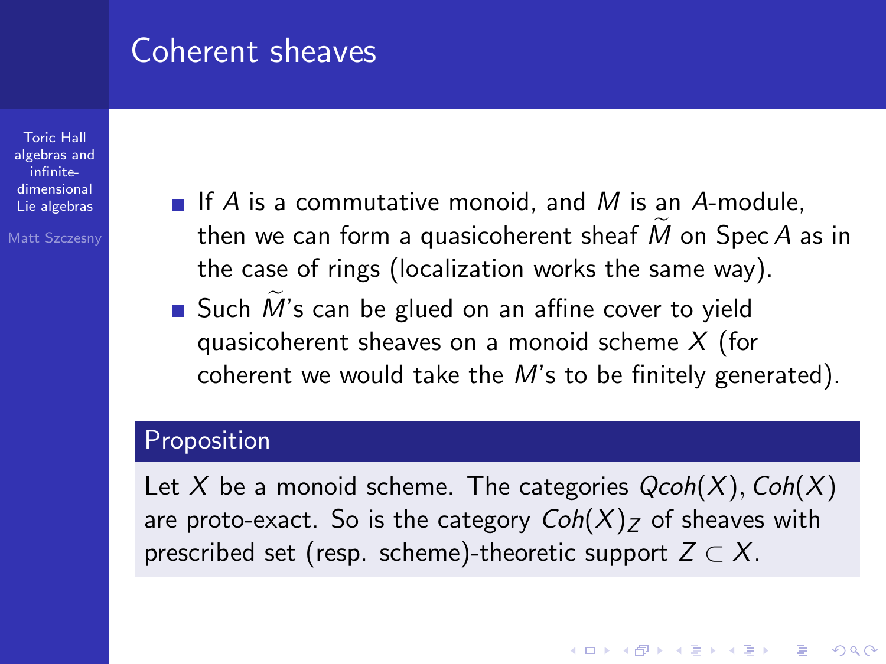# Coherent sheaves

- If $A$ is a commutative monoid, and $M$ is an $A$-module, then we can form a quasicoherent sheaf $\widetilde{M}$ on $\operatorname{Spec} A$ as in the case of rings (localization works the same way).
- Such $\widetilde{M}$'s can be glued on an affine cover to yield quasicoherent sheaves on a monoid scheme $X$ (for coherent we would take the $M$'s to be finitely generated).

**Proposition**

Let $X$ be a monoid scheme. The categories $Qcoh(X), Coh(X)$ are proto-exact. So is the category $Coh(X)_Z$ of sheaves with prescribed set (resp. scheme)-theoretic support $Z \subset X$.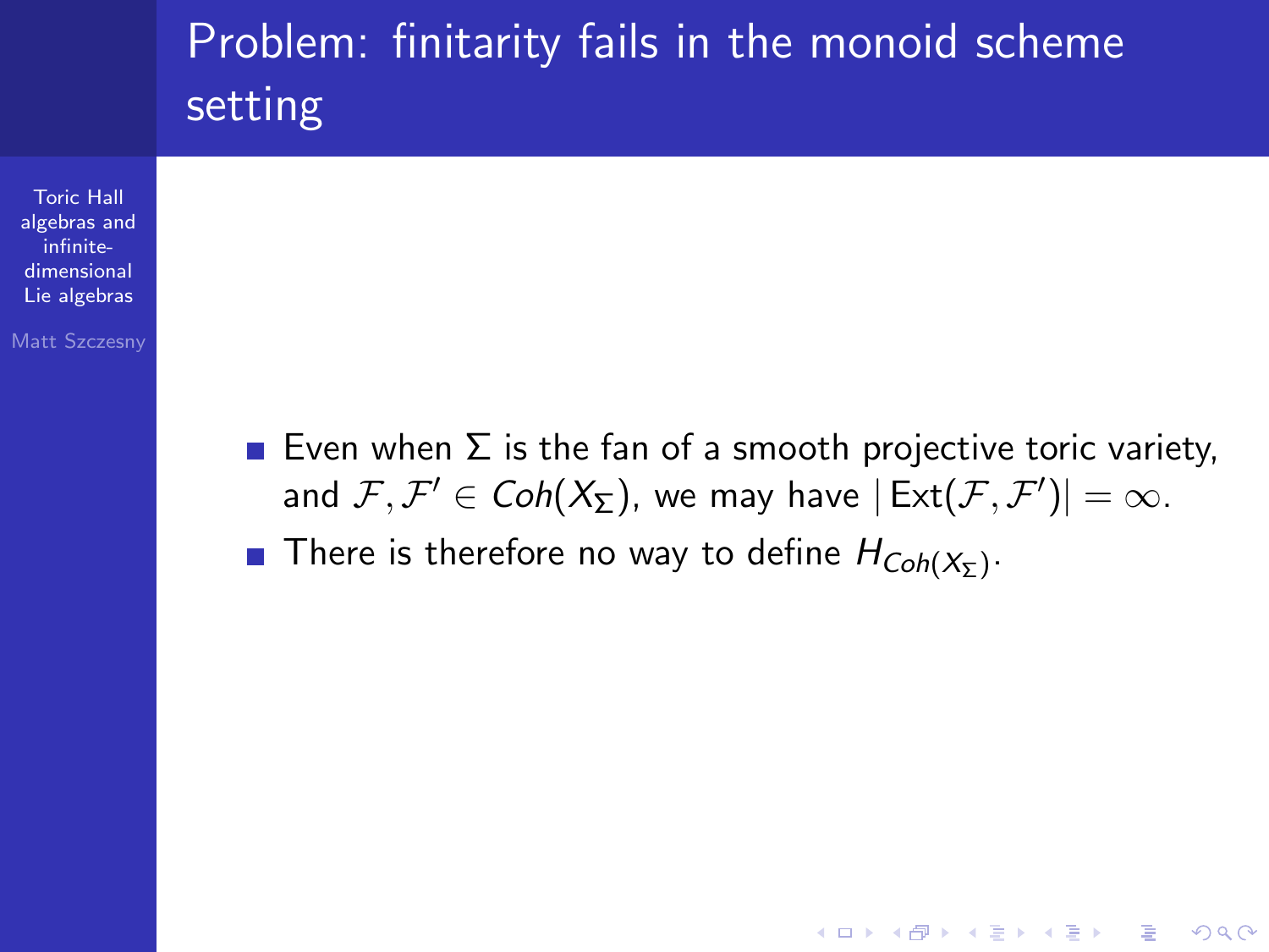# Problem: finitarity fails in the monoid scheme setting

- Even when $\Sigma$ is the fan of a smooth projective toric variety, and $\mathcal{F}, \mathcal{F}' \in Coh(X_\Sigma)$, we may have $|\operatorname{Ext}(\mathcal{F}, \mathcal{F}')| = \infty$.
- There is therefore no way to define $H_{Coh(X_\Sigma)}$.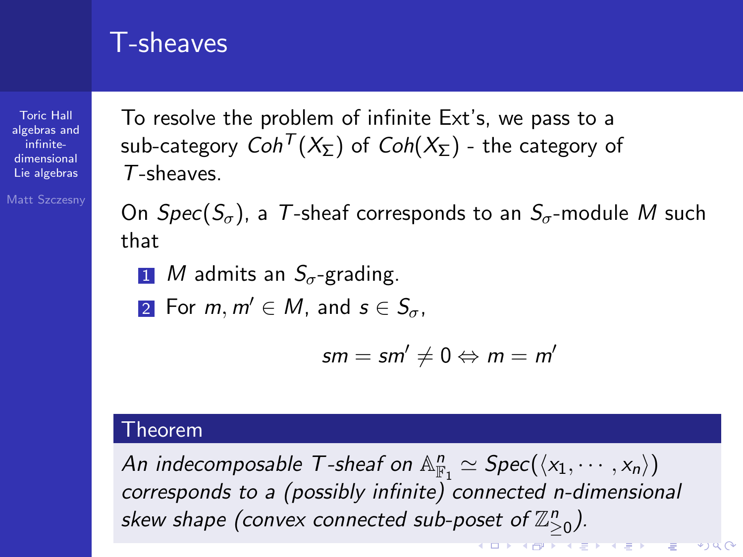# T-sheaves

To resolve the problem of infinite Ext's, we pass to a sub-category $Coh^T(X_\Sigma)$ of $Coh(X_\Sigma)$ - the category of $T$-sheaves.

On $Spec(S_\sigma)$, a $T$-sheaf corresponds to an $S_\sigma$-module $M$ such that

1. $M$ admits an $S_\sigma$-grading.
2. For $m, m' \in M$, and $s \in S_\sigma$,

$$sm = sm' \neq 0 \Leftrightarrow m = m'$$

**Theorem**

*An indecomposable $T$-sheaf on $\mathbb{A}^n_{\mathbb{F}_1} \simeq Spec(\langle x_1, \cdots, x_n \rangle)$ corresponds to a (possibly infinite) connected n-dimensional skew shape (convex connected sub-poset of $\mathbb{Z}^n_{\geq 0}$).*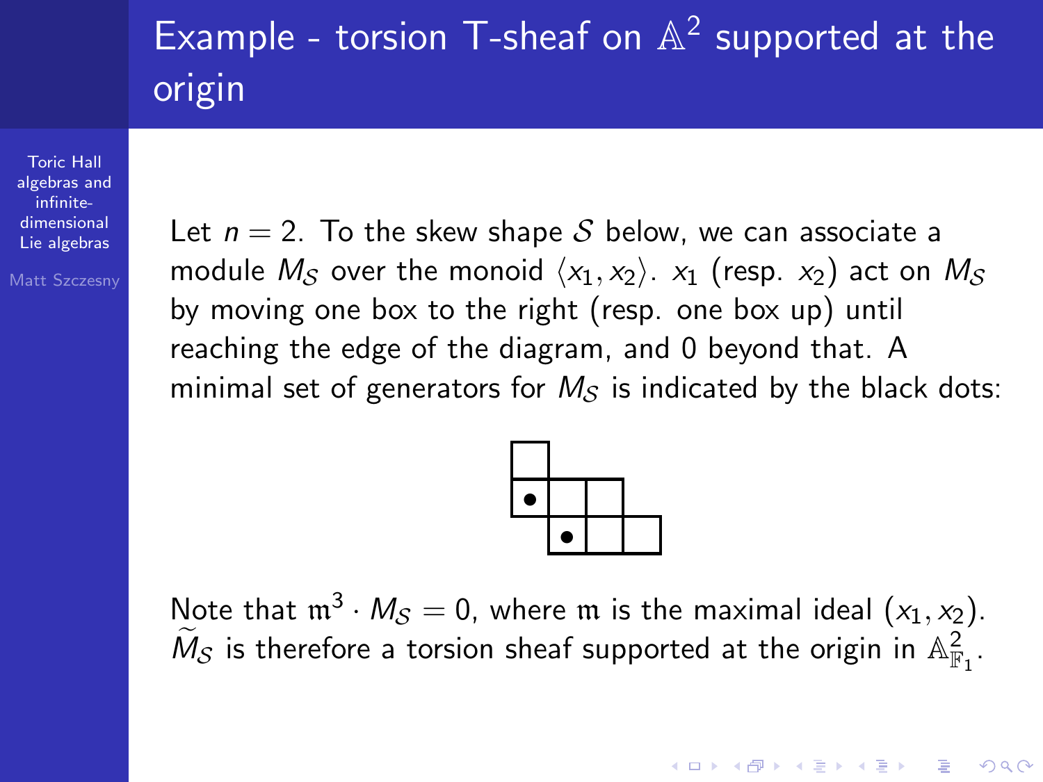# Example - torsion T-sheaf on $\mathbb{A}^2$ supported at the origin

Let $n = 2$. To the skew shape $\mathcal{S}$ below, we can associate a module $M_{\mathcal{S}}$ over the monoid $\langle x_1, x_2 \rangle$. $x_1$ (resp. $x_2$) act on $M_{\mathcal{S}}$ by moving one box to the right (resp. one box up) until reaching the edge of the diagram, and 0 beyond that. A minimal set of generators for $M_{\mathcal{S}}$ is indicated by the black dots:

Note that $\mathfrak{m}^3 \cdot M_{\mathcal{S}} = 0$, where $\mathfrak{m}$ is the maximal ideal $(x_1, x_2)$. $\widetilde{M}_{\mathcal{S}}$ is therefore a torsion sheaf supported at the origin in $\mathbb{A}^2_{\mathbb{F}_1}$.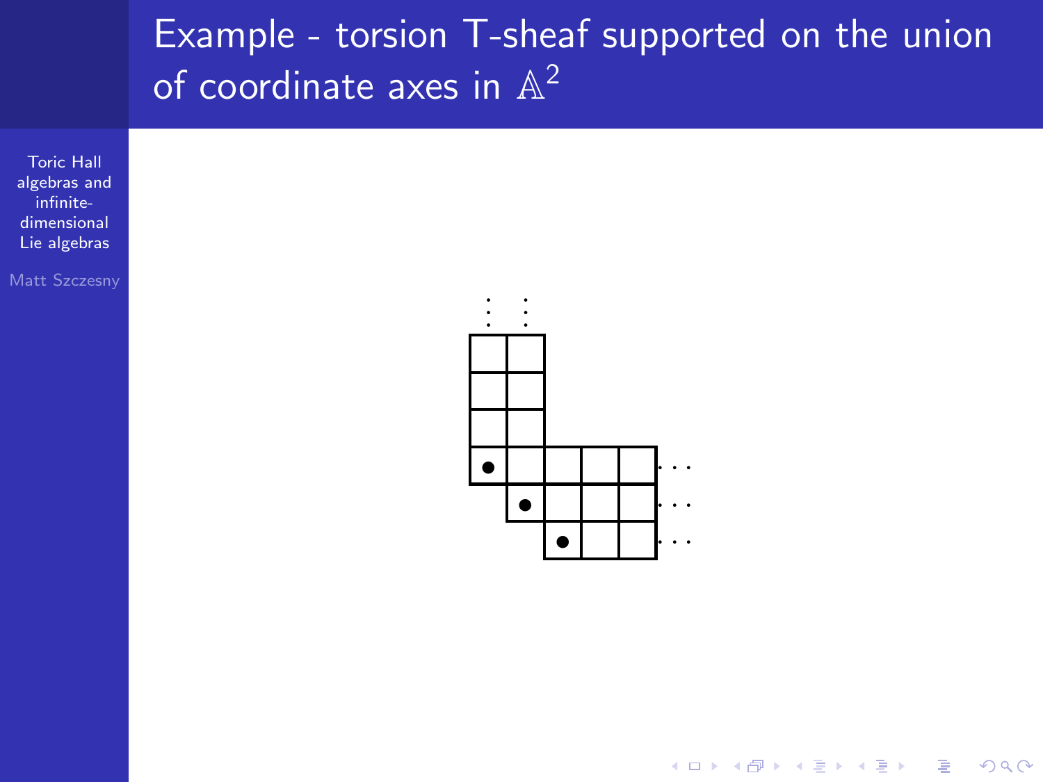# Example - torsion T-sheaf supported on the union of coordinate axes in $\mathbb{A}^2$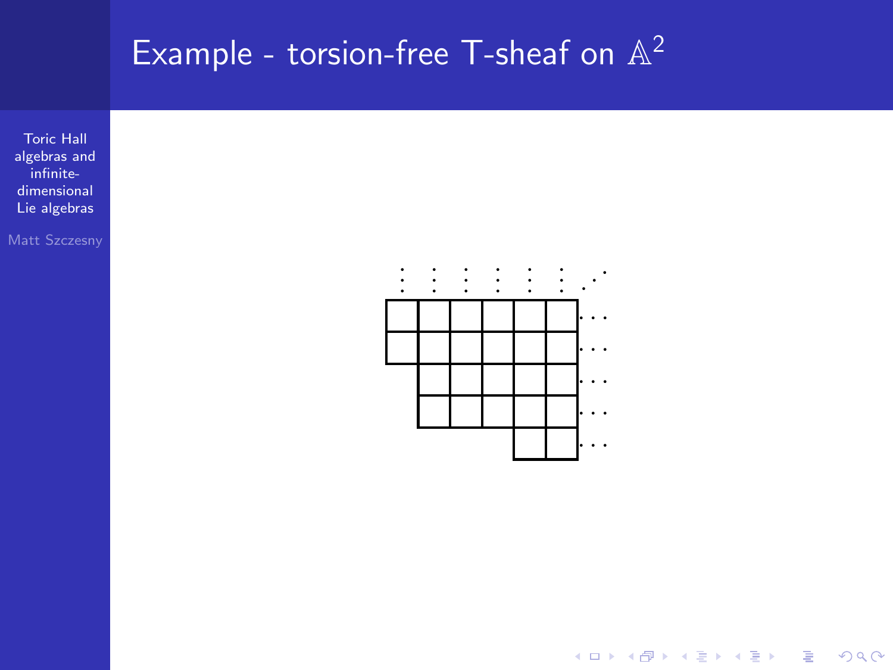# Example - torsion-free T-sheaf on $\mathbb{A}^2$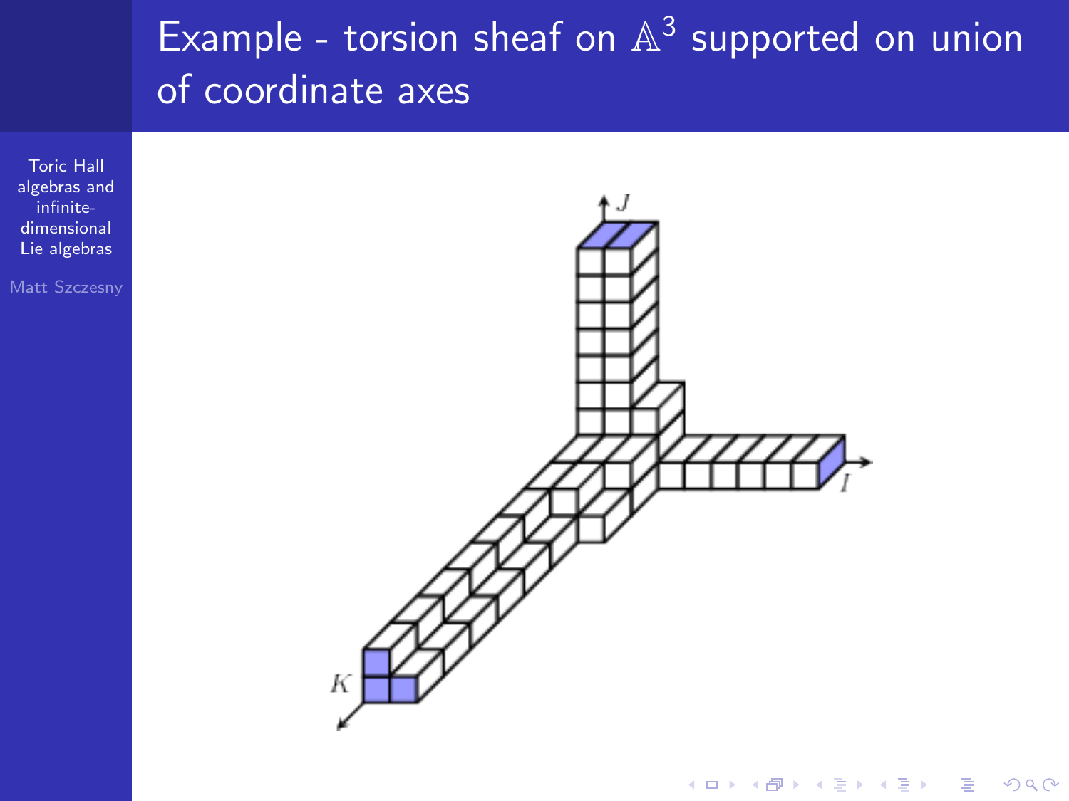# Example - torsion sheaf on $\mathbb{A}^3$ supported on union of coordinate axes

$J$

$I$

$K$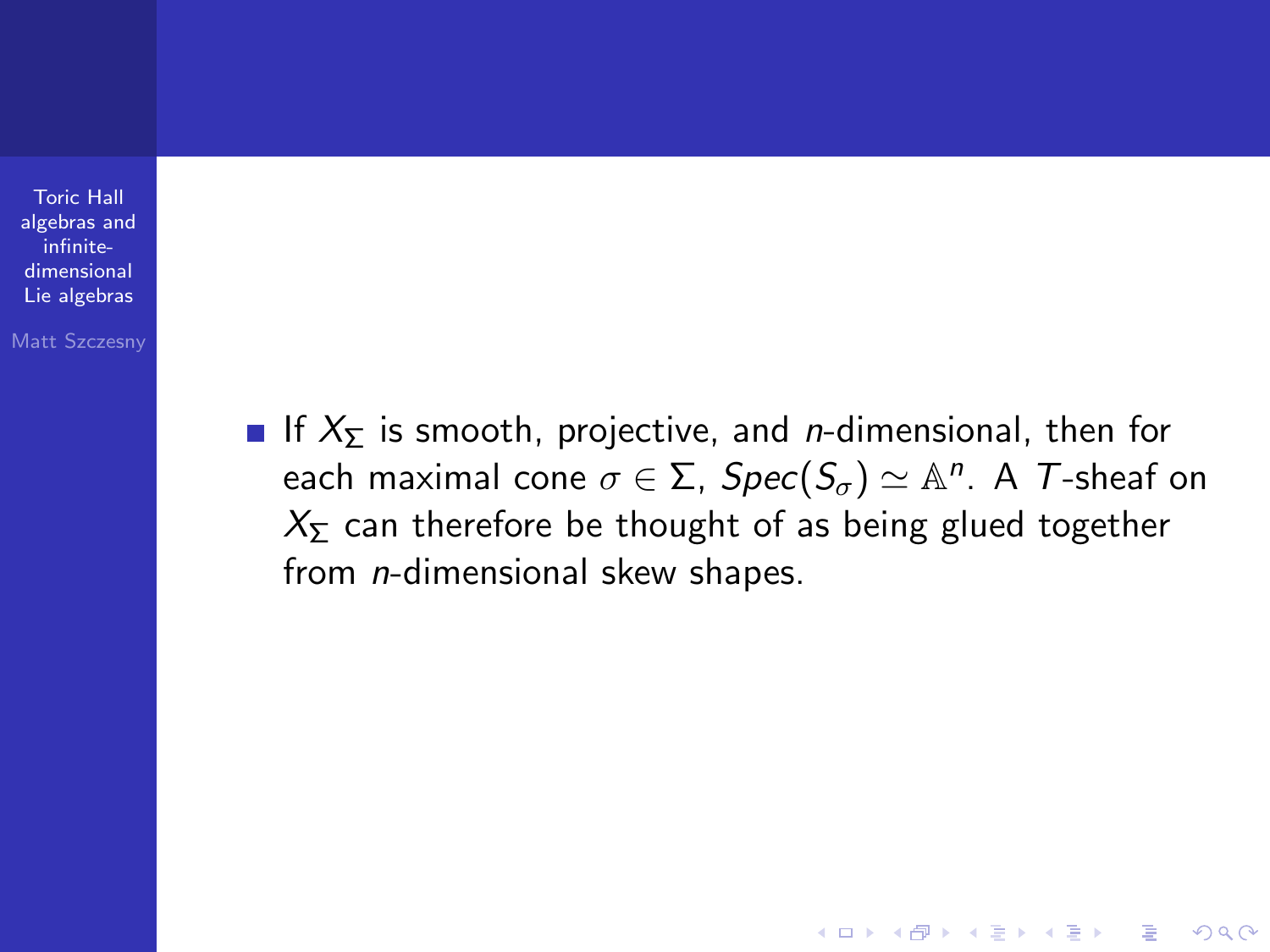- If $X_\Sigma$ is smooth, projective, and $n$-dimensional, then for each maximal cone $\sigma \in \Sigma$, $Spec(S_\sigma) \simeq \mathbb{A}^n$. A $T$-sheaf on $X_\Sigma$ can therefore be thought of as being glued together from $n$-dimensional skew shapes.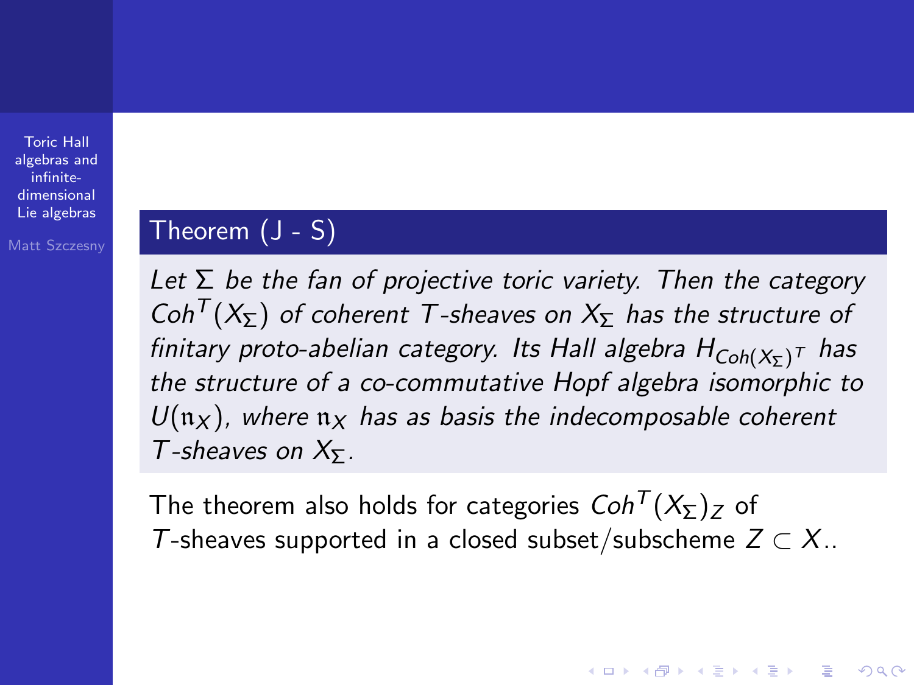**Theorem (J - S)**

*Let $\Sigma$ be the fan of projective toric variety. Then the category $Coh^T(X_\Sigma)$ of coherent $T$-sheaves on $X_\Sigma$ has the structure of finitary proto-abelian category. Its Hall algebra $H_{Coh(X_\Sigma)^T}$ has the structure of a co-commutative Hopf algebra isomorphic to $U(\mathfrak{n}_X)$, where $\mathfrak{n}_X$ has as basis the indecomposable coherent $T$-sheaves on $X_\Sigma$.*

The theorem also holds for categories $Coh^T(X_\Sigma)_Z$ of $T$-sheaves supported in a closed subset/subscheme $Z \subset X$..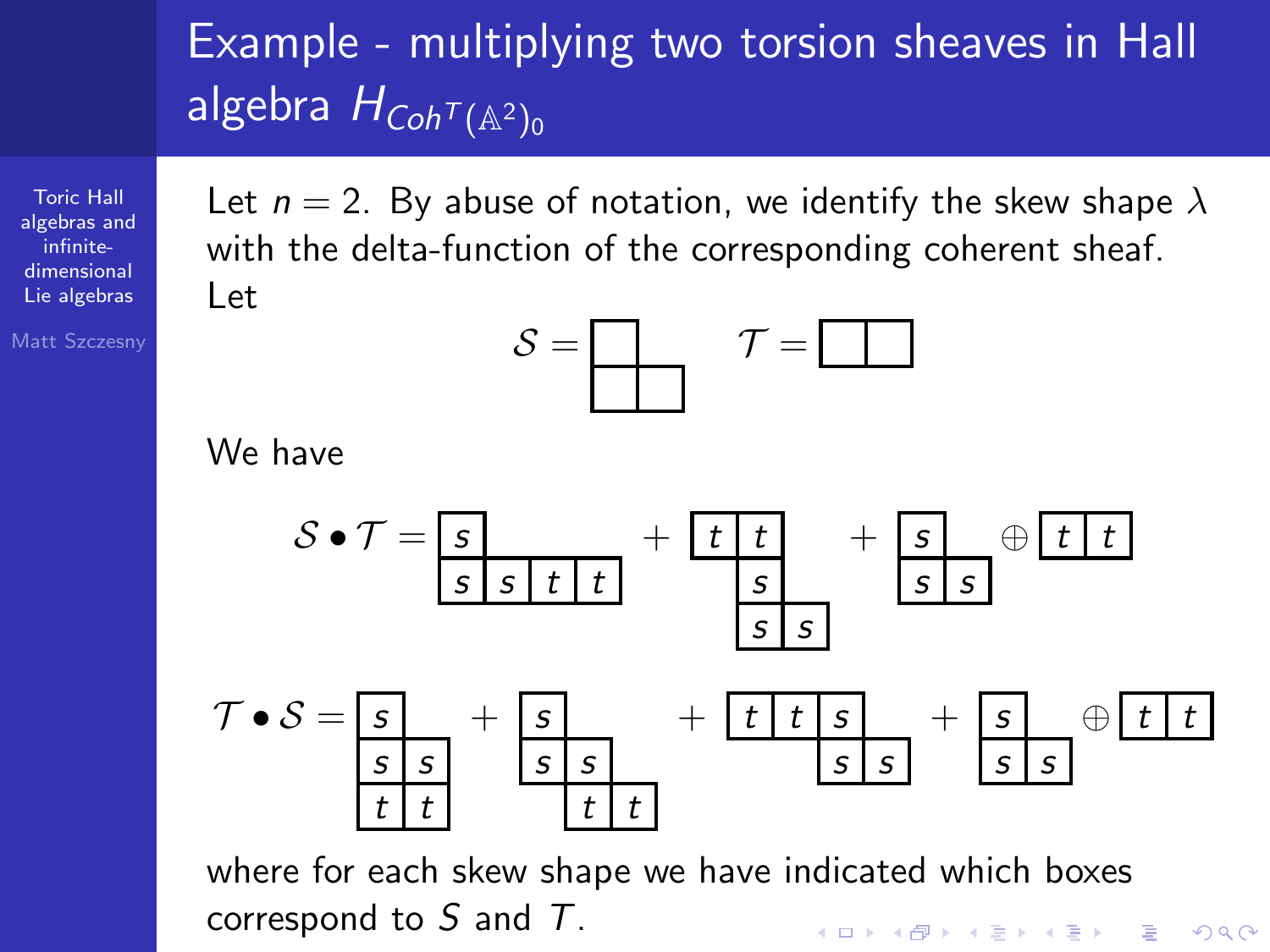# Example - multiplying two torsion sheaves in Hall algebra $H_{Coh^T(\mathbb{A}^2)_0}$

Let $n = 2$. By abuse of notation, we identify the skew shape $\lambda$ with the delta-function of the corresponding coherent sheaf. Let

$$\mathcal{S} = \text{(skew shape)} \qquad \mathcal{T} = \text{(skew shape)}$$

We have

$$\mathcal{S} \bullet \mathcal{T} = \text{(shape)} + \text{(shape)} + \text{(shape)} \oplus \text{(shape)}$$

$$\mathcal{T} \bullet \mathcal{S} = \text{(shape)} + \text{(shape)} + \text{(shape)} + \text{(shape)} \oplus \text{(shape)}$$

where for each skew shape we have indicated which boxes correspond to $S$ and $T$.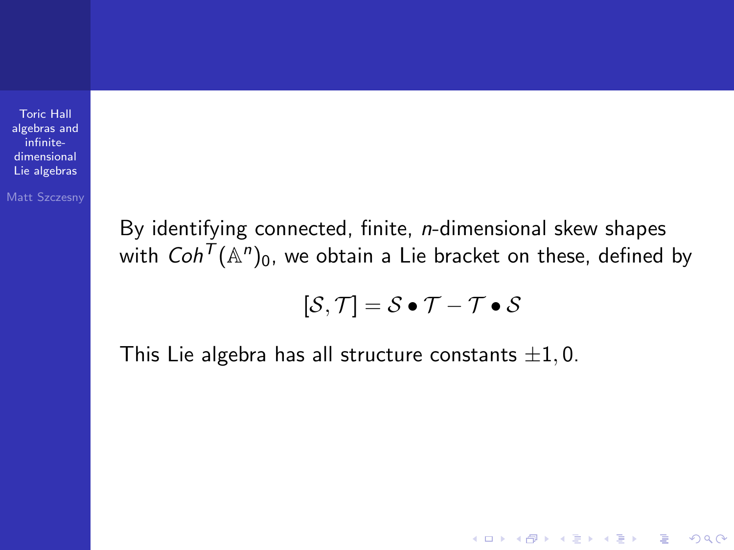By identifying connected, finite, $n$-dimensional skew shapes with $Coh^T(\mathbb{A}^n)_0$, we obtain a Lie bracket on these, defined by

$$[\mathcal{S}, \mathcal{T}] = \mathcal{S} \bullet \mathcal{T} - \mathcal{T} \bullet \mathcal{S}$$

This Lie algebra has all structure constants $\pm 1, 0$.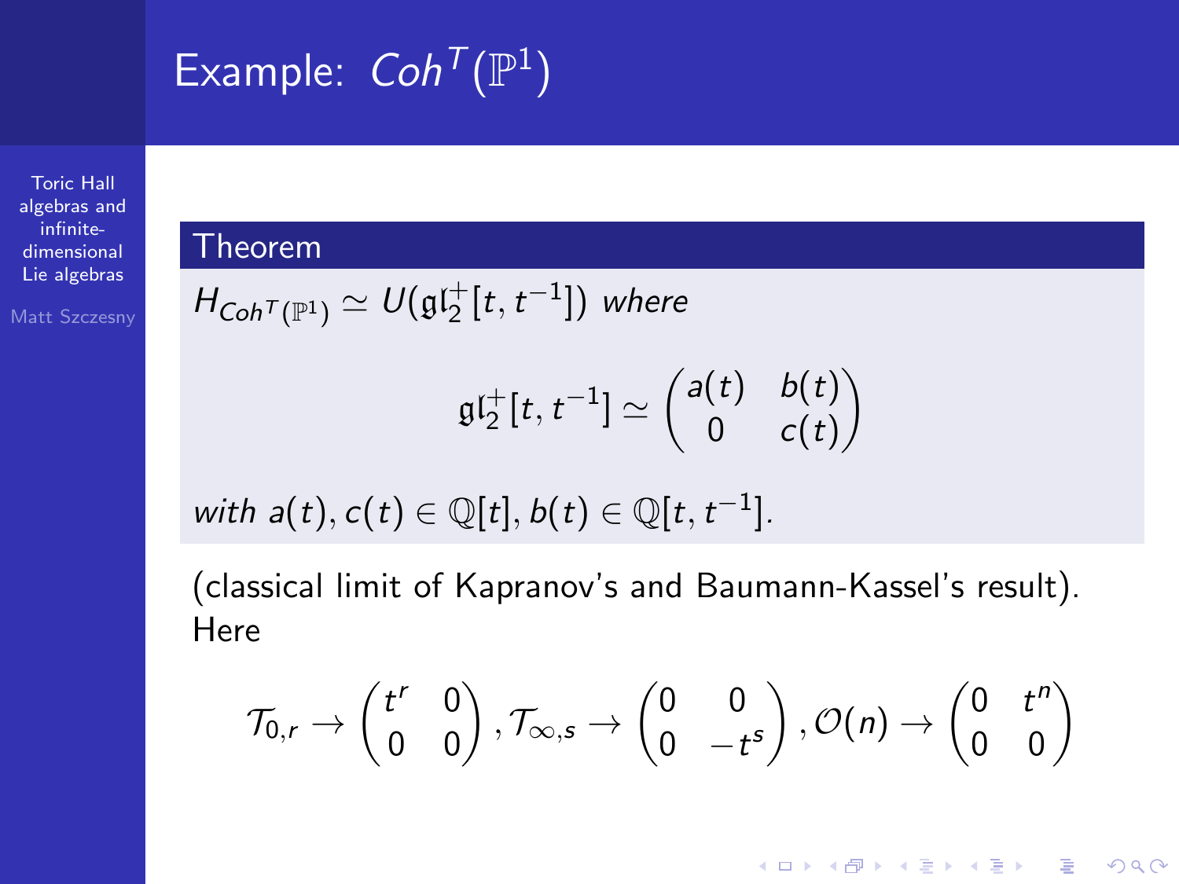# Example: $Coh^T(\mathbb{P}^1)$

**Theorem**

*$H_{Coh^T(\mathbb{P}^1)} \simeq U(\mathfrak{gl}_2^+[t, t^{-1}])$ where*

$$\mathfrak{gl}_2^+[t, t^{-1}] \simeq \begin{pmatrix} a(t) & b(t) \\ 0 & c(t) \end{pmatrix}$$

*with $a(t), c(t) \in \mathbb{Q}[t]$, $b(t) \in \mathbb{Q}[t, t^{-1}]$.*

(classical limit of Kapranov's and Baumann-Kassel's result). Here

$$\mathcal{T}_{0,r} \to \begin{pmatrix} t^r & 0 \\ 0 & 0 \end{pmatrix}, \mathcal{T}_{\infty,s} \to \begin{pmatrix} 0 & 0 \\ 0 & -t^s \end{pmatrix}, \mathcal{O}(n) \to \begin{pmatrix} 0 & t^n \\ 0 & 0 \end{pmatrix}$$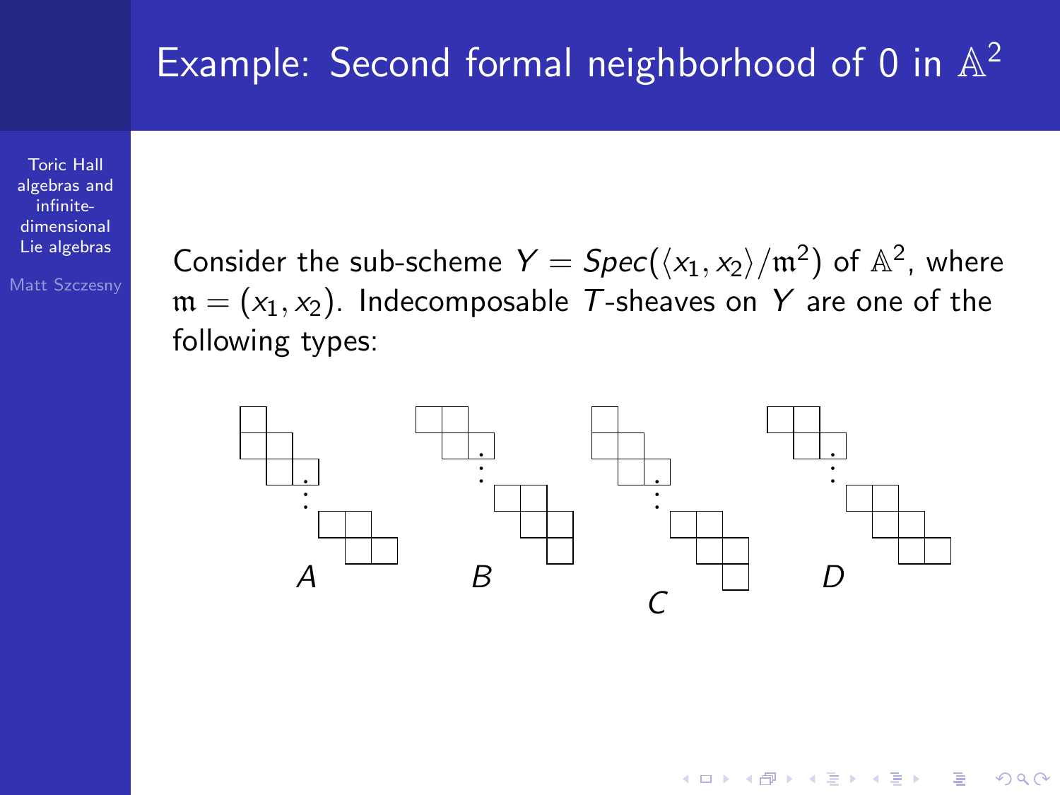# Example: Second formal neighborhood of 0 in $\mathbb{A}^2$

Consider the sub-scheme $Y = Spec(\langle x_1, x_2 \rangle / \mathfrak{m}^2)$ of $\mathbb{A}^2$, where $\mathfrak{m} = (x_1, x_2)$. Indecomposable $T$-sheaves on $Y$ are one of the following types:

A

B

C

D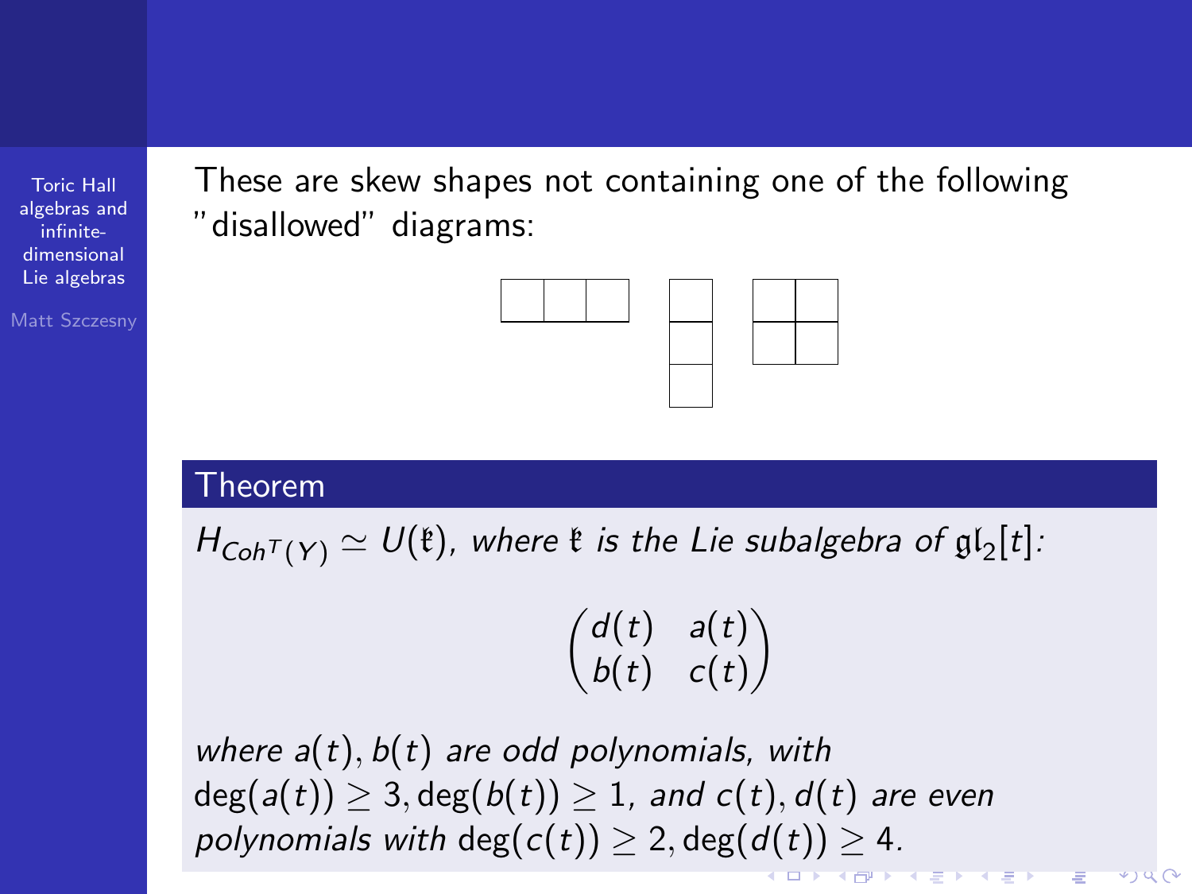These are skew shapes not containing one of the following "disallowed" diagrams:

**Theorem**

*$H_{Coh^T(Y)} \simeq U(\mathfrak{k})$, where $\mathfrak{k}$ is the Lie subalgebra of $\mathfrak{gl}_2[t]$:*

$$\begin{pmatrix} d(t) & a(t) \\ b(t) & c(t) \end{pmatrix}$$

*where $a(t), b(t)$ are odd polynomials, with $\deg(a(t)) \geq 3, \deg(b(t)) \geq 1$, and $c(t), d(t)$ are even polynomials with $\deg(c(t)) \geq 2, \deg(d(t)) \geq 4$.*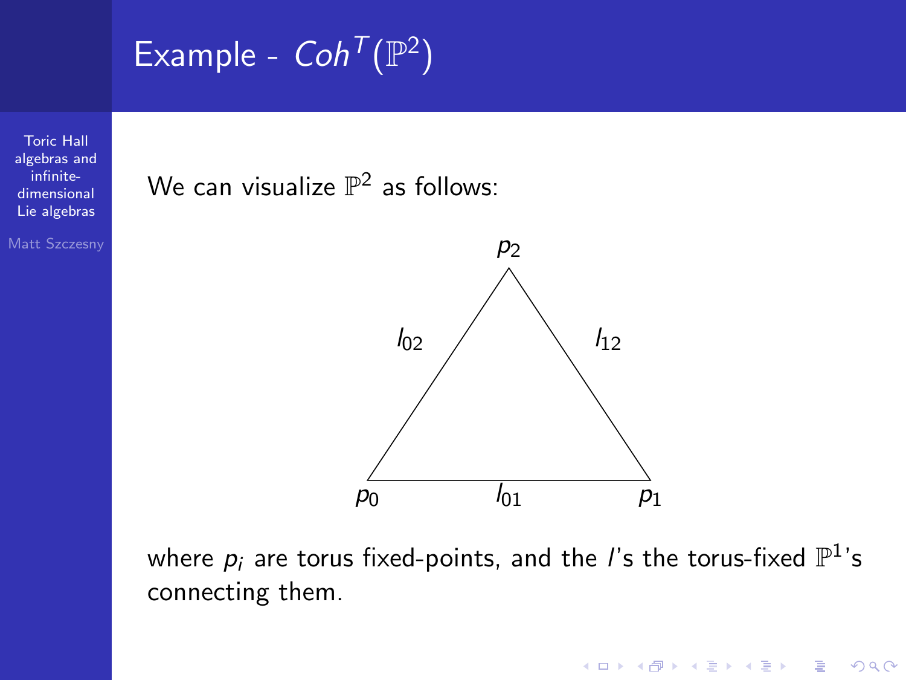# Example - $Coh^T(\mathbb{P}^2)$

We can visualize $\mathbb{P}^2$ as follows:

$p_2$

$l_{02}$

$l_{12}$

$p_0$

$l_{01}$

$p_1$

where $p_i$ are torus fixed-points, and the $l$'s the torus-fixed $\mathbb{P}^1$'s connecting them.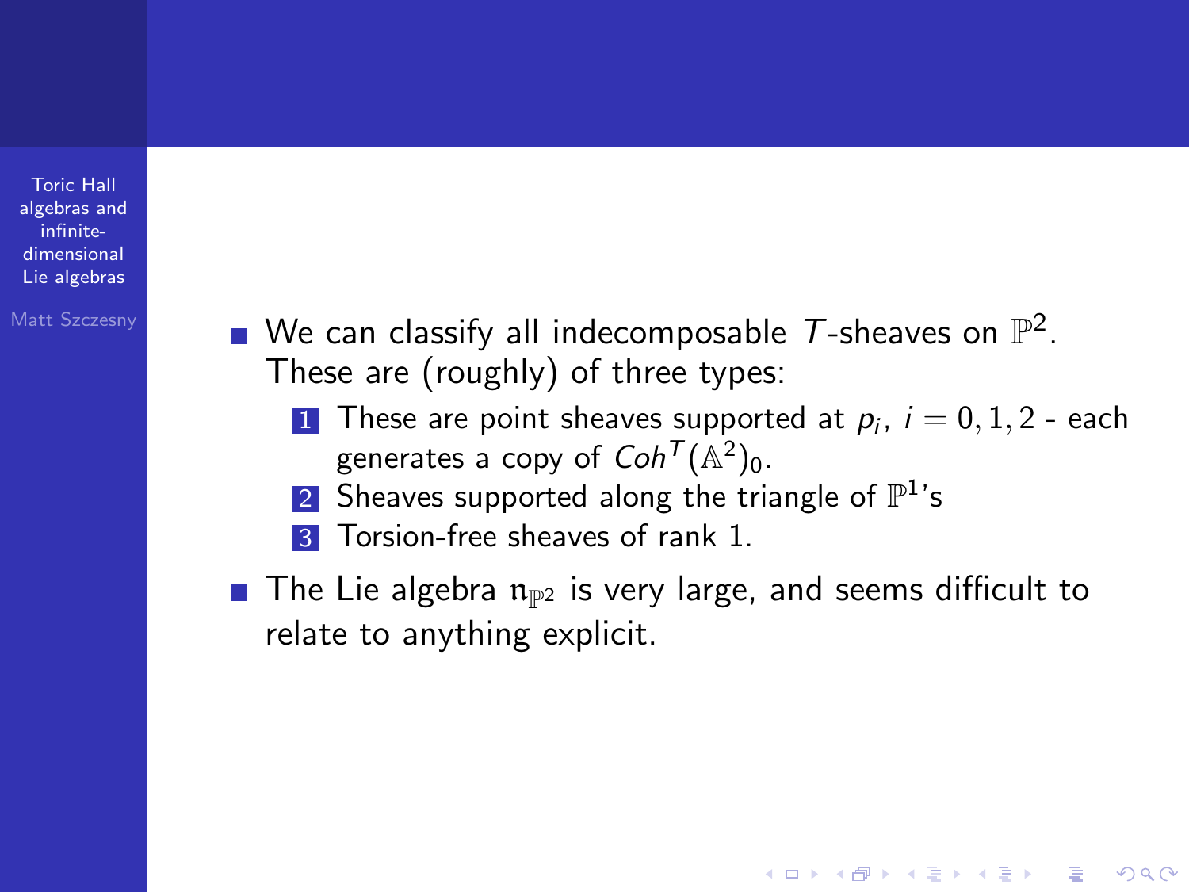- We can classify all indecomposable $T$-sheaves on $\mathbb{P}^2$. These are (roughly) of three types:
  1. These are point sheaves supported at $p_i$, $i = 0, 1, 2$ - each generates a copy of $Coh^T(\mathbb{A}^2)_0$.
  2. Sheaves supported along the triangle of $\mathbb{P}^1$'s
  3. Torsion-free sheaves of rank 1.
- The Lie algebra $\mathfrak{n}_{\mathbb{P}^2}$ is very large, and seems difficult to relate to anything explicit.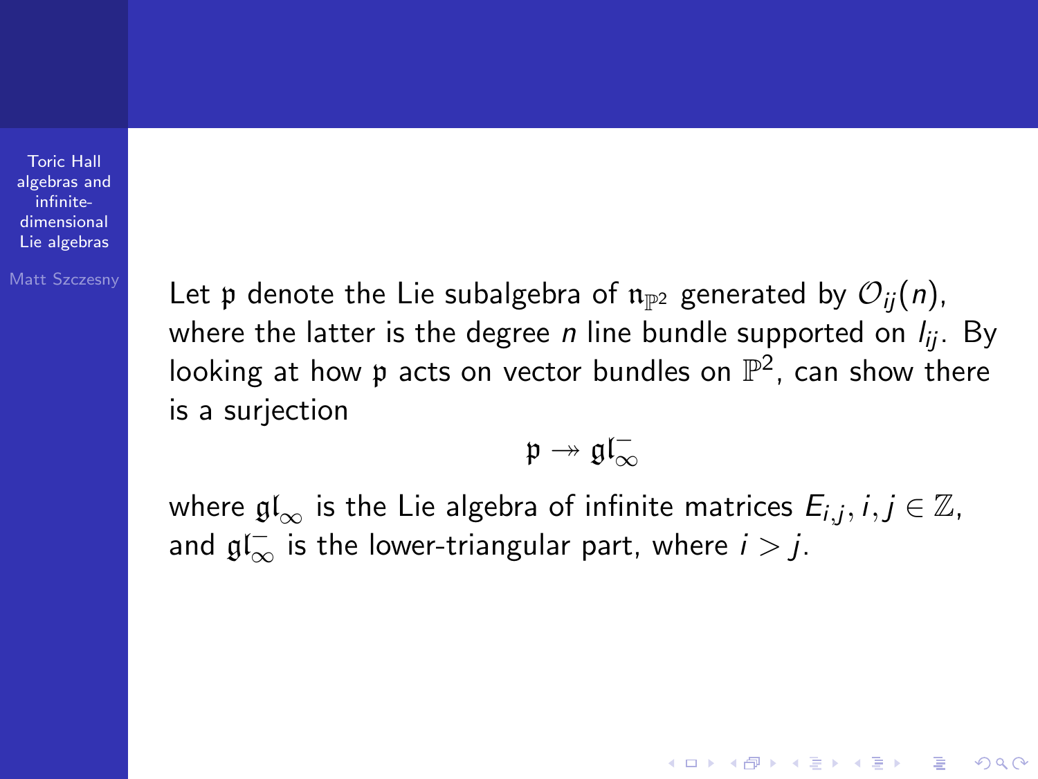Let $\mathfrak{p}$ denote the Lie subalgebra of $\mathfrak{n}_{\mathbb{P}^2}$ generated by $\mathcal{O}_{ij}(n)$, where the latter is the degree $n$ line bundle supported on $l_{ij}$. By looking at how $\mathfrak{p}$ acts on vector bundles on $\mathbb{P}^2$, can show there is a surjection

$$\mathfrak{p} \twoheadrightarrow \mathfrak{gl}^{-}_{\infty}$$

where $\mathfrak{gl}_{\infty}$ is the Lie algebra of infinite matrices $E_{i,j}, i, j \in \mathbb{Z}$, and $\mathfrak{gl}^{-}_{\infty}$ is the lower-triangular part, where $i > j$.